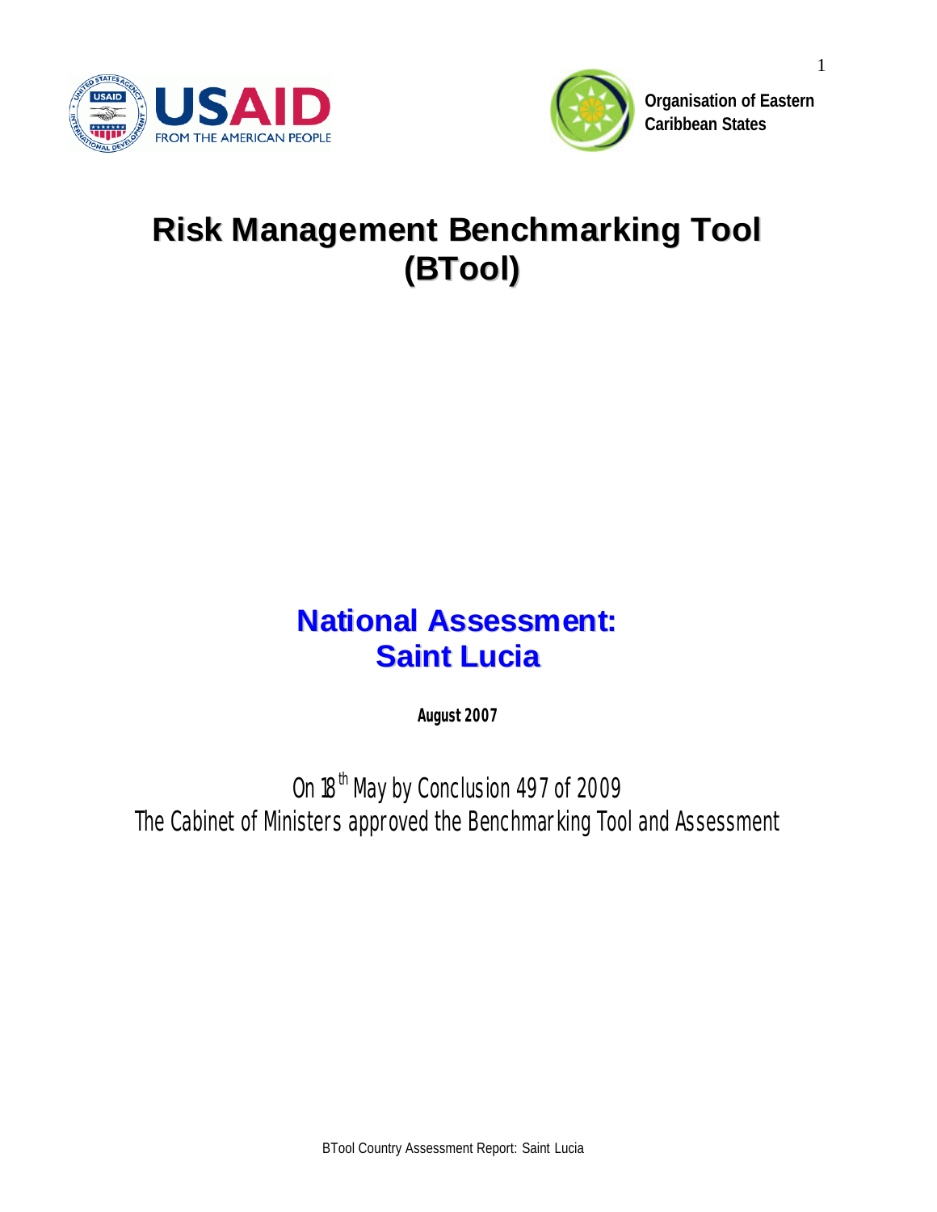USAID FROM THE AMERICAN PEOPLE

Organisation of Eastern Caribbean States

# Risk Management Benchmarking Tool (BTool)

## National Assessment: Saint Lucia

**August 2007**

On 18th May by Conclusion 497 of 2009
The Cabinet of Ministers approved the Benchmarking Tool and Assessment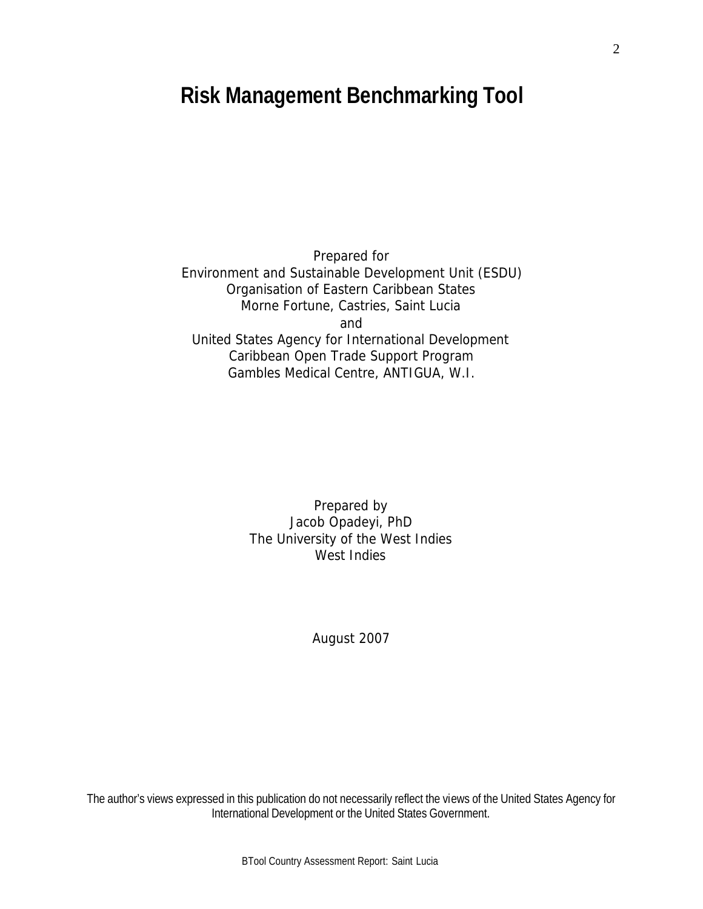# Risk Management Benchmarking Tool

Prepared for
Environment and Sustainable Development Unit (ESDU)
Organisation of Eastern Caribbean States
Morne Fortune, Castries, Saint Lucia
and
United States Agency for International Development
Caribbean Open Trade Support Program
Gambles Medical Centre, ANTIGUA, W.I.

Prepared by
Jacob Opadeyi, PhD
The University of the West Indies
West Indies

August 2007

The author's views expressed in this publication do not necessarily reflect the views of the United States Agency for International Development or the United States Government.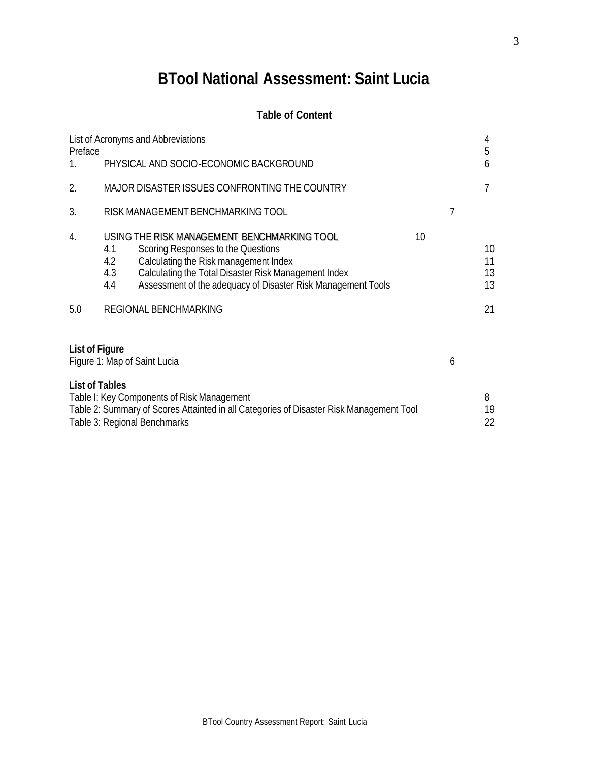# BTool National Assessment: Saint Lucia

**Table of Content**

| | | |
|---|---|---|
| List of Acronyms and Abbreviations | | 4 |
| Preface | | 5 |
| 1. | PHYSICAL AND SOCIO-ECONOMIC BACKGROUND | 6 |
| 2. | MAJOR DISASTER ISSUES CONFRONTING THE COUNTRY | 7 |
| 3. | RISK MANAGEMENT BENCHMARKING TOOL | 7 |
| 4. | USING THE RISK MANAGEMENT BENCHMARKING TOOL | 10 |
| 4.1 | Scoring Responses to the Questions | 10 |
| 4.2 | Calculating the Risk management Index | 11 |
| 4.3 | Calculating the Total Disaster Risk Management Index | 13 |
| 4.4 | Assessment of the adequacy of Disaster Risk Management Tools | 13 |
| 5.0 | REGIONAL BENCHMARKING | 21 |

**List of Figure**

Figure 1: Map of Saint Lucia 6

**List of Tables**

Table I: Key Components of Risk Management 8

Table 2: Summary of Scores Attainted in all Categories of Disaster Risk Management Tool 19

Table 3: Regional Benchmarks 22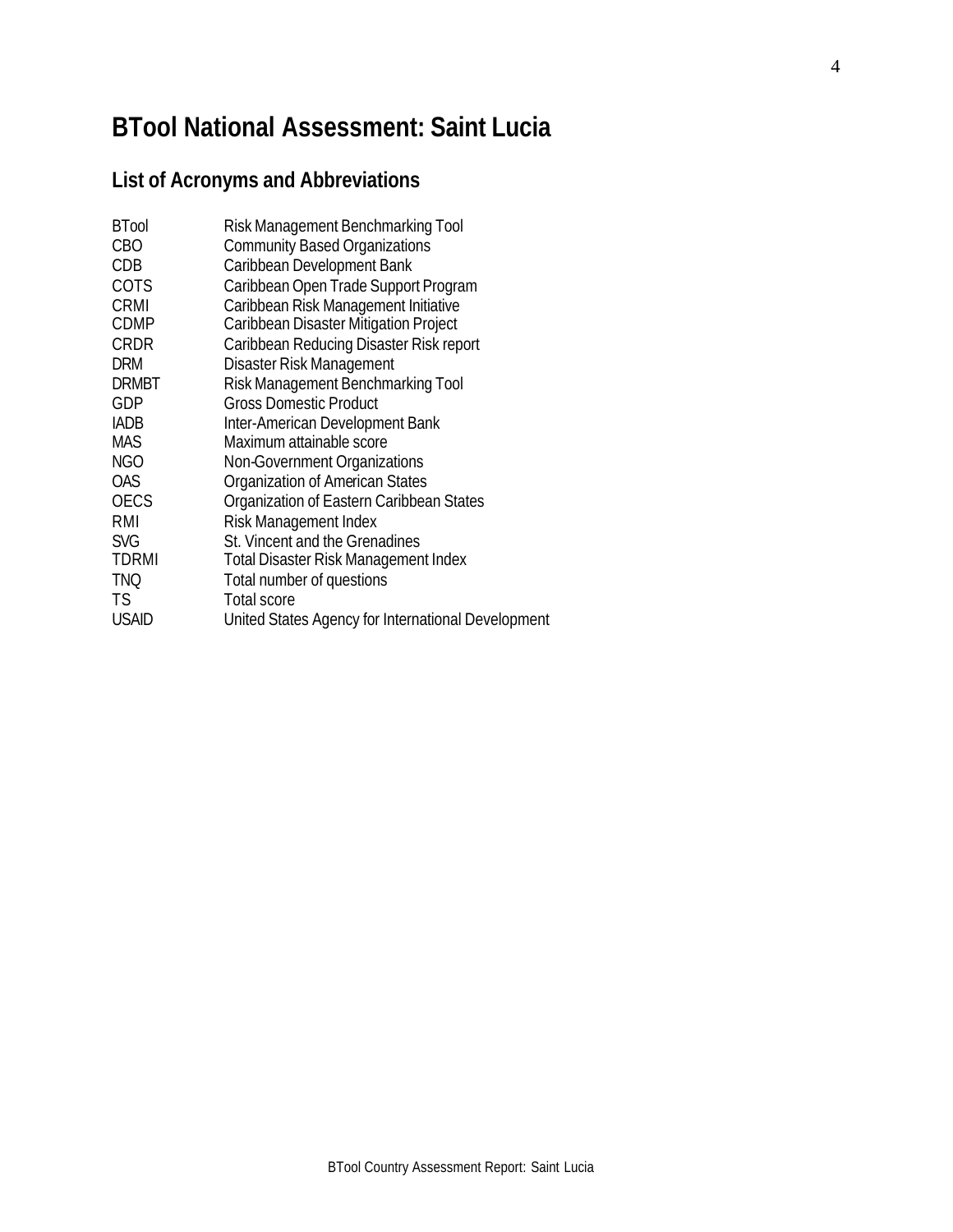# BTool National Assessment: Saint Lucia

## List of Acronyms and Abbreviations

| | |
|---|---|
| BTool | Risk Management Benchmarking Tool |
| CBO | Community Based Organizations |
| CDB | Caribbean Development Bank |
| COTS | Caribbean Open Trade Support Program |
| CRMI | Caribbean Risk Management Initiative |
| CDMP | Caribbean Disaster Mitigation Project |
| CRDR | Caribbean Reducing Disaster Risk report |
| DRM | Disaster Risk Management |
| DRMBT | Risk Management Benchmarking Tool |
| GDP | Gross Domestic Product |
| IADB | Inter-American Development Bank |
| MAS | Maximum attainable score |
| NGO | Non-Government Organizations |
| OAS | Organization of American States |
| OECS | Organization of Eastern Caribbean States |
| RMI | Risk Management Index |
| SVG | St. Vincent and the Grenadines |
| TDRMI | Total Disaster Risk Management Index |
| TNQ | Total number of questions |
| TS | Total score |
| USAID | United States Agency for International Development |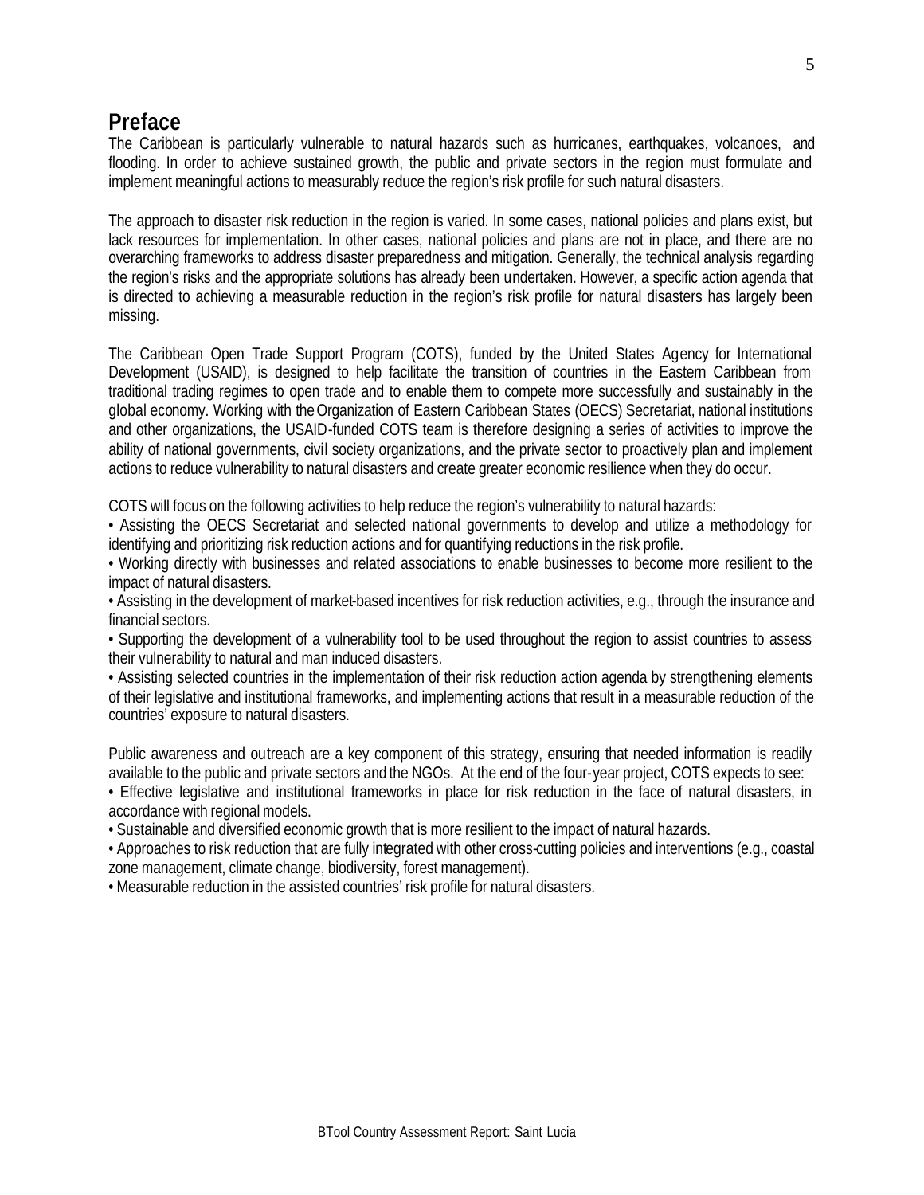## Preface

The Caribbean is particularly vulnerable to natural hazards such as hurricanes, earthquakes, volcanoes, and flooding. In order to achieve sustained growth, the public and private sectors in the region must formulate and implement meaningful actions to measurably reduce the region's risk profile for such natural disasters.

The approach to disaster risk reduction in the region is varied. In some cases, national policies and plans exist, but lack resources for implementation. In other cases, national policies and plans are not in place, and there are no overarching frameworks to address disaster preparedness and mitigation. Generally, the technical analysis regarding the region's risks and the appropriate solutions has already been undertaken. However, a specific action agenda that is directed to achieving a measurable reduction in the region's risk profile for natural disasters has largely been missing.

The Caribbean Open Trade Support Program (COTS), funded by the United States Agency for International Development (USAID), is designed to help facilitate the transition of countries in the Eastern Caribbean from traditional trading regimes to open trade and to enable them to compete more successfully and sustainably in the global economy. Working with the Organization of Eastern Caribbean States (OECS) Secretariat, national institutions and other organizations, the USAID-funded COTS team is therefore designing a series of activities to improve the ability of national governments, civil society organizations, and the private sector to proactively plan and implement actions to reduce vulnerability to natural disasters and create greater economic resilience when they do occur.

COTS will focus on the following activities to help reduce the region's vulnerability to natural hazards:

- Assisting the OECS Secretariat and selected national governments to develop and utilize a methodology for identifying and prioritizing risk reduction actions and for quantifying reductions in the risk profile.
- Working directly with businesses and related associations to enable businesses to become more resilient to the impact of natural disasters.
- Assisting in the development of market-based incentives for risk reduction activities, e.g., through the insurance and financial sectors.
- Supporting the development of a vulnerability tool to be used throughout the region to assist countries to assess their vulnerability to natural and man induced disasters.
- Assisting selected countries in the implementation of their risk reduction action agenda by strengthening elements of their legislative and institutional frameworks, and implementing actions that result in a measurable reduction of the countries' exposure to natural disasters.

Public awareness and outreach are a key component of this strategy, ensuring that needed information is readily available to the public and private sectors and the NGOs. At the end of the four-year project, COTS expects to see:

- Effective legislative and institutional frameworks in place for risk reduction in the face of natural disasters, in accordance with regional models.
- Sustainable and diversified economic growth that is more resilient to the impact of natural hazards.
- Approaches to risk reduction that are fully integrated with other cross-cutting policies and interventions (e.g., coastal zone management, climate change, biodiversity, forest management).
- Measurable reduction in the assisted countries' risk profile for natural disasters.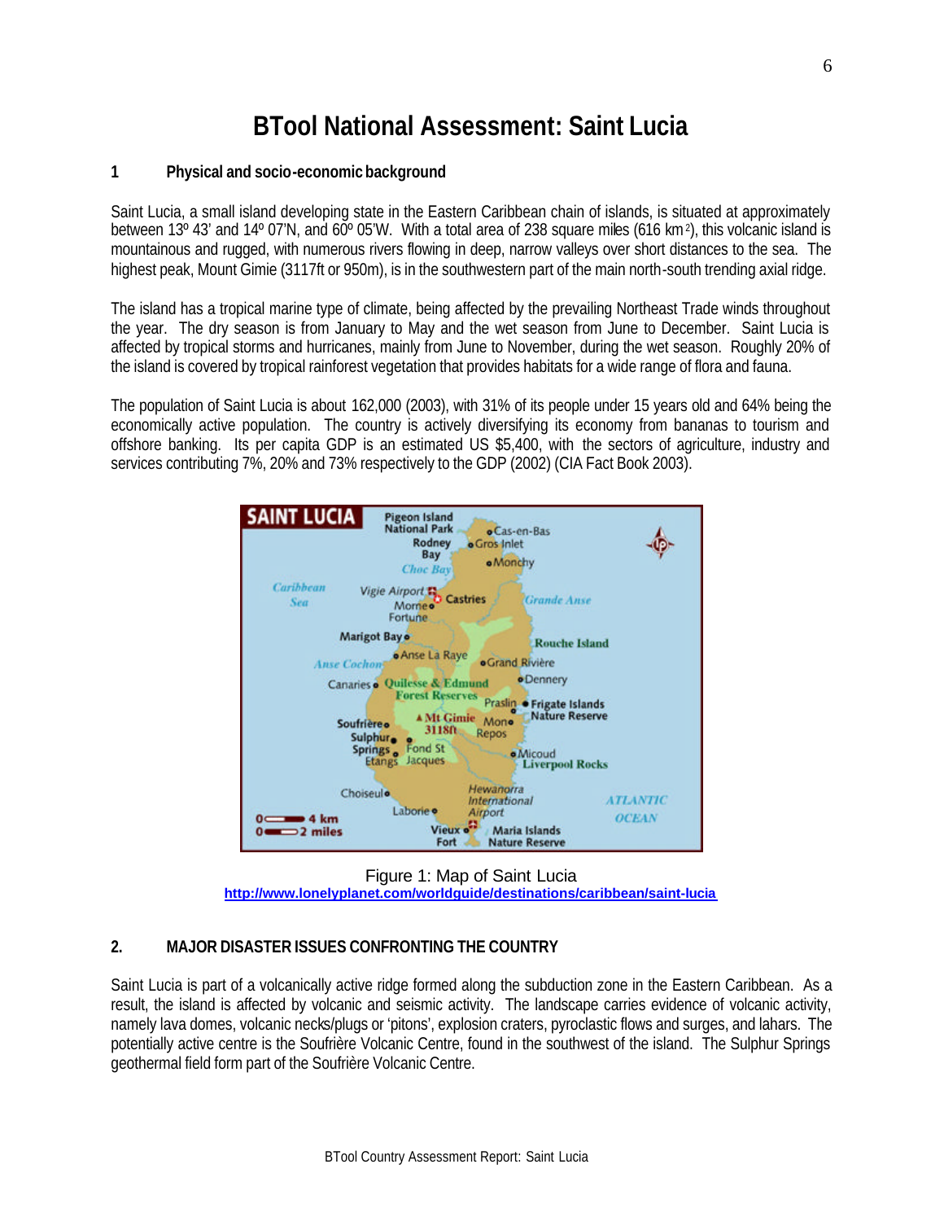# BTool National Assessment: Saint Lucia

## 1 Physical and socio-economic background

Saint Lucia, a small island developing state in the Eastern Caribbean chain of islands, is situated at approximately between 13º 43' and 14º 07'N, and 60º 05'W. With a total area of 238 square miles (616 km$^2$), this volcanic island is mountainous and rugged, with numerous rivers flowing in deep, narrow valleys over short distances to the sea. The highest peak, Mount Gimie (3117ft or 950m), is in the southwestern part of the main north-south trending axial ridge.

The island has a tropical marine type of climate, being affected by the prevailing Northeast Trade winds throughout the year. The dry season is from January to May and the wet season from June to December. Saint Lucia is affected by tropical storms and hurricanes, mainly from June to November, during the wet season. Roughly 20% of the island is covered by tropical rainforest vegetation that provides habitats for a wide range of flora and fauna.

The population of Saint Lucia is about 162,000 (2003), with 31% of its people under 15 years old and 64% being the economically active population. The country is actively diversifying its economy from bananas to tourism and offshore banking. Its per capita GDP is an estimated US $5,400, with the sectors of agriculture, industry and services contributing 7%, 20% and 73% respectively to the GDP (2002) (CIA Fact Book 2003).

Figure 1: Map of Saint Lucia
http://www.lonelyplanet.com/worldguide/destinations/caribbean/saint-lucia

## 2. MAJOR DISASTER ISSUES CONFRONTING THE COUNTRY

Saint Lucia is part of a volcanically active ridge formed along the subduction zone in the Eastern Caribbean. As a result, the island is affected by volcanic and seismic activity. The landscape carries evidence of volcanic activity, namely lava domes, volcanic necks/plugs or 'pitons', explosion craters, pyroclastic flows and surges, and lahars. The potentially active centre is the Soufrière Volcanic Centre, found in the southwest of the island. The Sulphur Springs geothermal field form part of the Soufrière Volcanic Centre.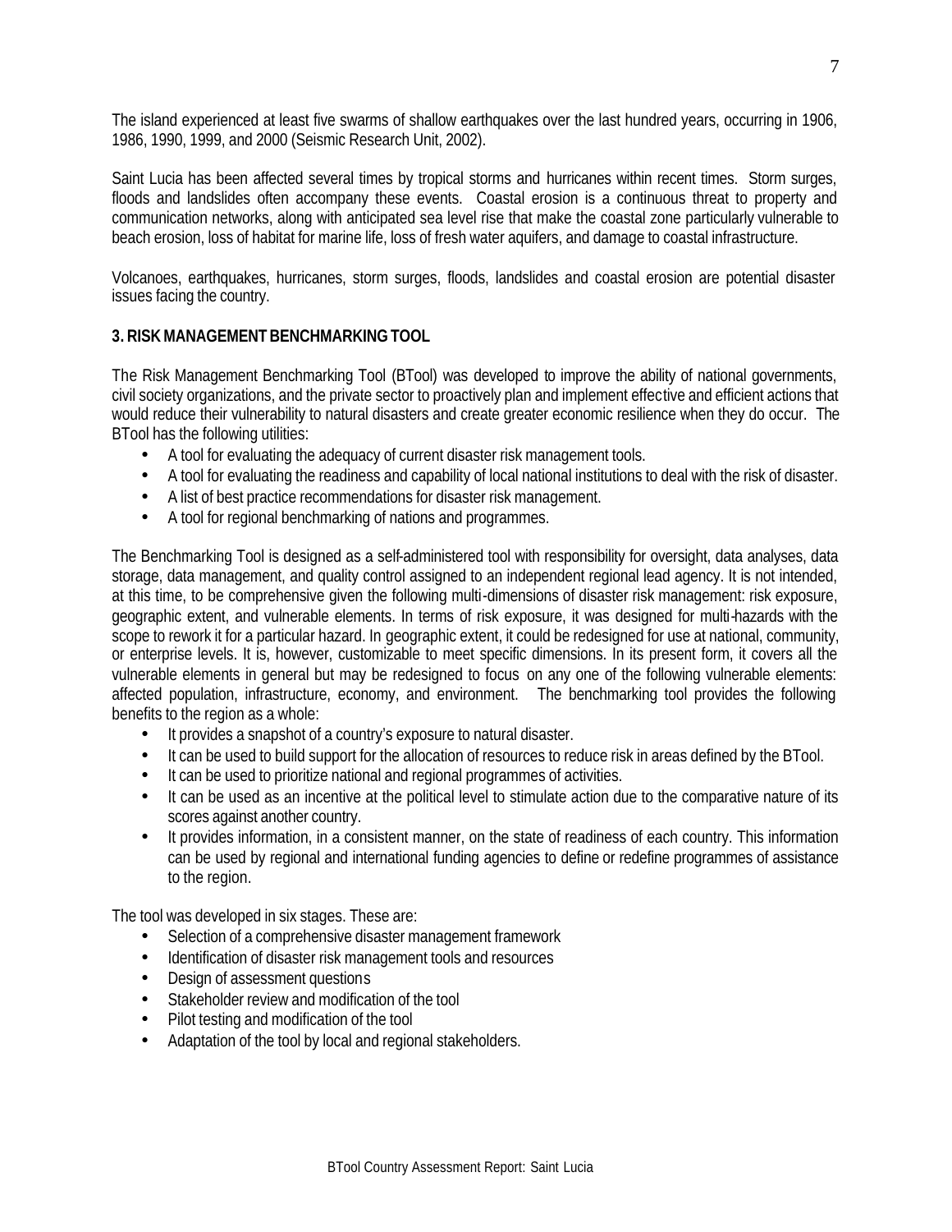The island experienced at least five swarms of shallow earthquakes over the last hundred years, occurring in 1906, 1986, 1990, 1999, and 2000 (Seismic Research Unit, 2002).

Saint Lucia has been affected several times by tropical storms and hurricanes within recent times. Storm surges, floods and landslides often accompany these events. Coastal erosion is a continuous threat to property and communication networks, along with anticipated sea level rise that make the coastal zone particularly vulnerable to beach erosion, loss of habitat for marine life, loss of fresh water aquifers, and damage to coastal infrastructure.

Volcanoes, earthquakes, hurricanes, storm surges, floods, landslides and coastal erosion are potential disaster issues facing the country.

## 3. RISK MANAGEMENT BENCHMARKING TOOL

The Risk Management Benchmarking Tool (BTool) was developed to improve the ability of national governments, civil society organizations, and the private sector to proactively plan and implement effective and efficient actions that would reduce their vulnerability to natural disasters and create greater economic resilience when they do occur. The BTool has the following utilities:

- A tool for evaluating the adequacy of current disaster risk management tools.
- A tool for evaluating the readiness and capability of local national institutions to deal with the risk of disaster.
- A list of best practice recommendations for disaster risk management.
- A tool for regional benchmarking of nations and programmes.

The Benchmarking Tool is designed as a self-administered tool with responsibility for oversight, data analyses, data storage, data management, and quality control assigned to an independent regional lead agency. It is not intended, at this time, to be comprehensive given the following multi-dimensions of disaster risk management: risk exposure, geographic extent, and vulnerable elements. In terms of risk exposure, it was designed for multi-hazards with the scope to rework it for a particular hazard. In geographic extent, it could be redesigned for use at national, community, or enterprise levels. It is, however, customizable to meet specific dimensions. In its present form, it covers all the vulnerable elements in general but may be redesigned to focus on any one of the following vulnerable elements: affected population, infrastructure, economy, and environment. The benchmarking tool provides the following benefits to the region as a whole:

- It provides a snapshot of a country's exposure to natural disaster.
- It can be used to build support for the allocation of resources to reduce risk in areas defined by the BTool.
- It can be used to prioritize national and regional programmes of activities.
- It can be used as an incentive at the political level to stimulate action due to the comparative nature of its scores against another country.
- It provides information, in a consistent manner, on the state of readiness of each country. This information can be used by regional and international funding agencies to define or redefine programmes of assistance to the region.

The tool was developed in six stages. These are:

- Selection of a comprehensive disaster management framework
- Identification of disaster risk management tools and resources
- Design of assessment questions
- Stakeholder review and modification of the tool
- Pilot testing and modification of the tool
- Adaptation of the tool by local and regional stakeholders.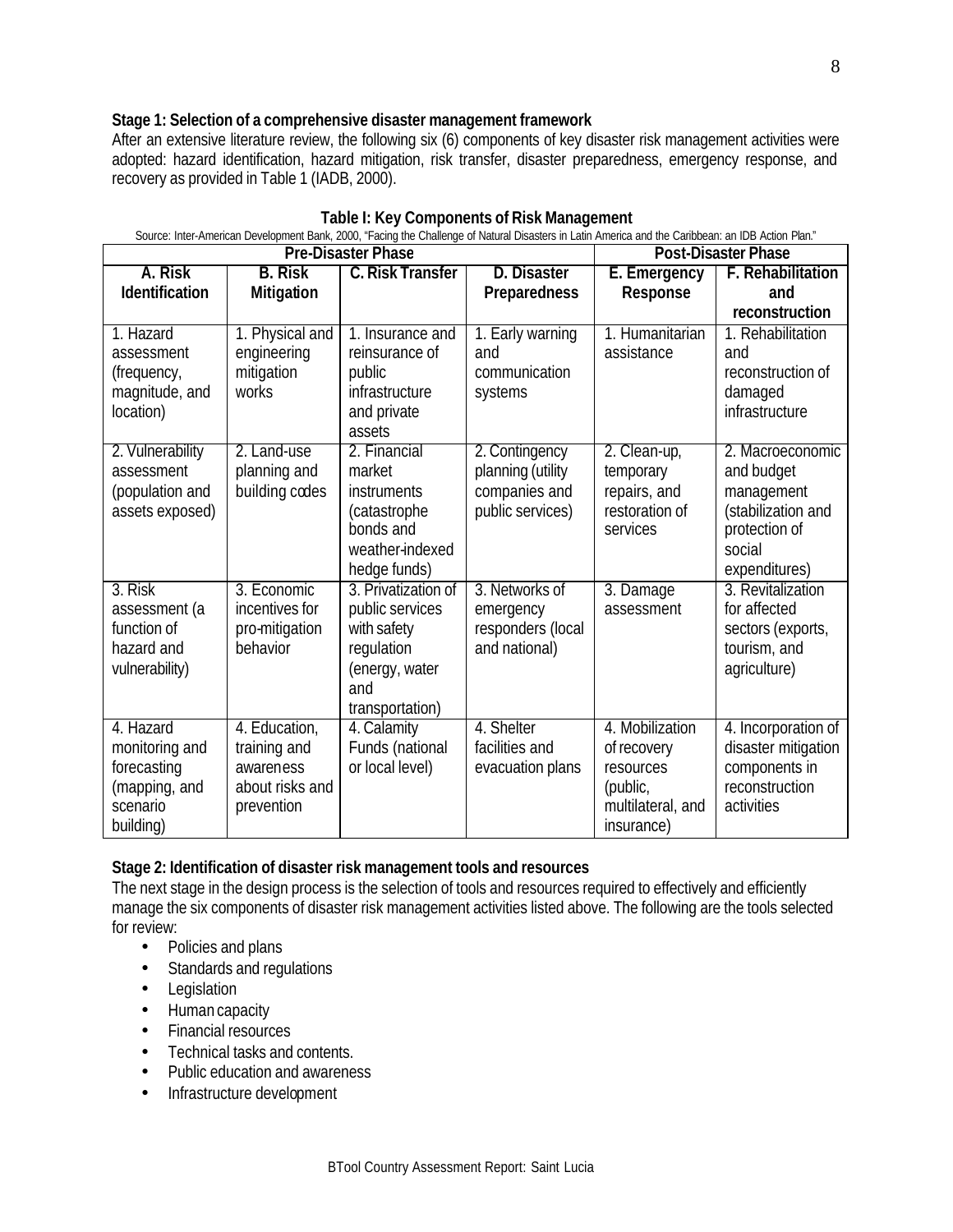**Stage 1: Selection of a comprehensive disaster management framework**

After an extensive literature review, the following six (6) components of key disaster risk management activities were adopted: hazard identification, hazard mitigation, risk transfer, disaster preparedness, emergency response, and recovery as provided in Table 1 (IADB, 2000).

**Table I: Key Components of Risk Management**

Source: Inter-American Development Bank, 2000, "Facing the Challenge of Natural Disasters in Latin America and the Caribbean: an IDB Action Plan."

| Pre-Disaster Phase | | | | Post-Disaster Phase | |
|---|---|---|---|---|---|
| **A. Risk Identification** | **B. Risk Mitigation** | **C. Risk Transfer** | **D. Disaster Preparedness** | **E. Emergency Response** | **F. Rehabilitation and reconstruction** |
| 1. Hazard assessment (frequency, magnitude, and location) | 1. Physical and engineering mitigation works | 1. Insurance and reinsurance of public infrastructure and private assets | 1. Early warning and communication systems | 1. Humanitarian assistance | 1. Rehabilitation and reconstruction of damaged infrastructure |
| 2. Vulnerability assessment (population and assets exposed) | 2. Land-use planning and building codes | 2. Financial market instruments (catastrophe bonds and weather-indexed hedge funds) | 2. Contingency planning (utility companies and public services) | 2. Clean-up, temporary repairs, and restoration of services | 2. Macroeconomic and budget management (stabilization and protection of social expenditures) |
| 3. Risk assessment (a function of hazard and vulnerability) | 3. Economic incentives for pro-mitigation behavior | 3. Privatization of public services with safety regulation (energy, water and transportation) | 3. Networks of emergency responders (local and national) | 3. Damage assessment | 3. Revitalization for affected sectors (exports, tourism, and agriculture) |
| 4. Hazard monitoring and forecasting (mapping, and scenario building) | 4. Education, training and awareness about risks and prevention | 4. Calamity Funds (national or local level) | 4. Shelter facilities and evacuation plans | 4. Mobilization of recovery resources (public, multilateral, and insurance) | 4. Incorporation of disaster mitigation components in reconstruction activities |

**Stage 2: Identification of disaster risk management tools and resources**

The next stage in the design process is the selection of tools and resources required to effectively and efficiently manage the six components of disaster risk management activities listed above. The following are the tools selected for review:

- Policies and plans
- Standards and regulations
- Legislation
- Human capacity
- Financial resources
- Technical tasks and contents.
- Public education and awareness
- Infrastructure development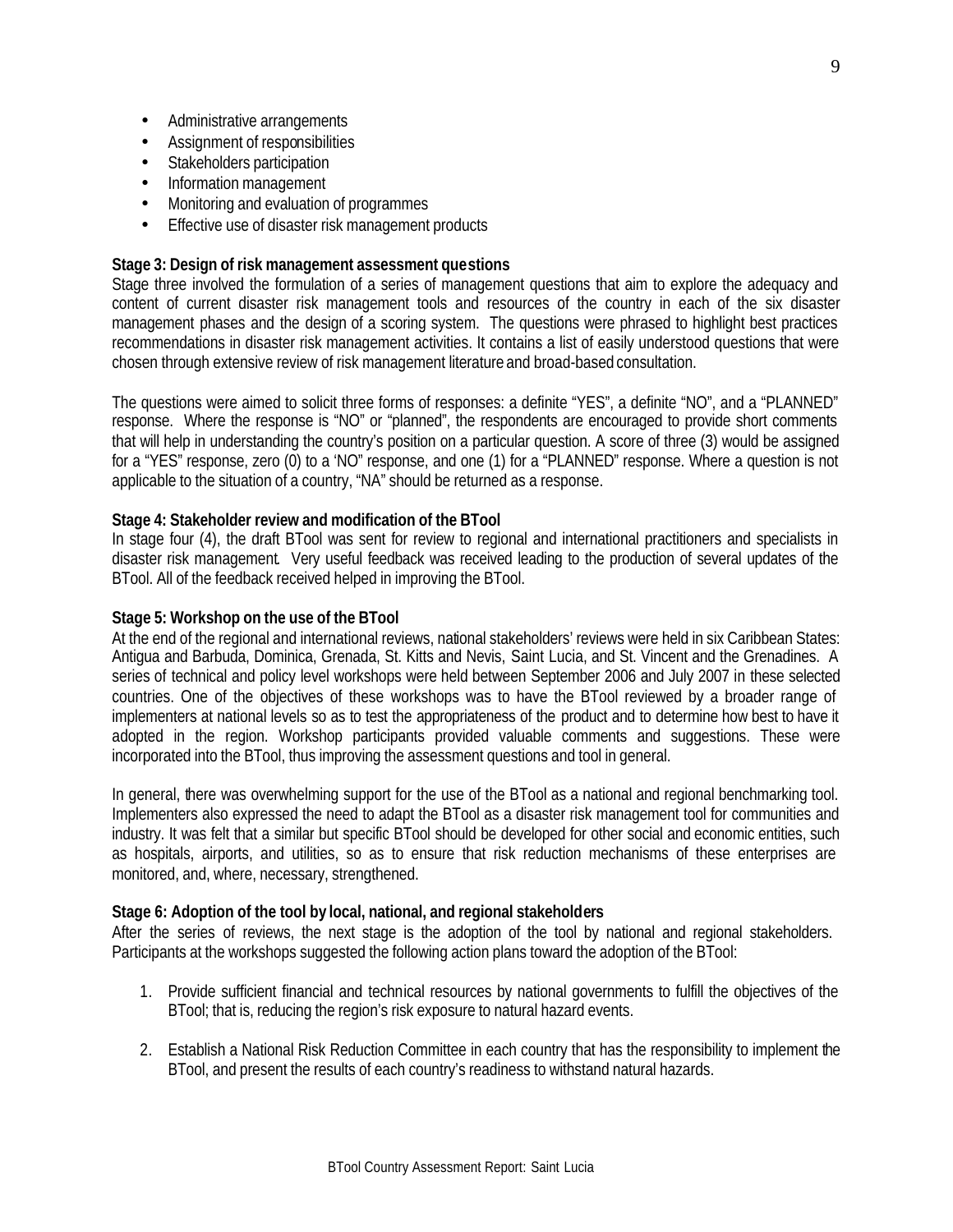- Administrative arrangements
- Assignment of responsibilities
- Stakeholders participation
- Information management
- Monitoring and evaluation of programmes
- Effective use of disaster risk management products

**Stage 3: Design of risk management assessment questions**

Stage three involved the formulation of a series of management questions that aim to explore the adequacy and content of current disaster risk management tools and resources of the country in each of the six disaster management phases and the design of a scoring system. The questions were phrased to highlight best practices recommendations in disaster risk management activities. It contains a list of easily understood questions that were chosen through extensive review of risk management literature and broad-based consultation.

The questions were aimed to solicit three forms of responses: a definite "YES", a definite "NO", and a "PLANNED" response. Where the response is "NO" or "planned", the respondents are encouraged to provide short comments that will help in understanding the country's position on a particular question. A score of three (3) would be assigned for a "YES" response, zero (0) to a 'NO" response, and one (1) for a "PLANNED" response. Where a question is not applicable to the situation of a country, "NA" should be returned as a response.

**Stage 4: Stakeholder review and modification of the BTool**

In stage four (4), the draft BTool was sent for review to regional and international practitioners and specialists in disaster risk management. Very useful feedback was received leading to the production of several updates of the BTool. All of the feedback received helped in improving the BTool.

**Stage 5: Workshop on the use of the BTool**

At the end of the regional and international reviews, national stakeholders' reviews were held in six Caribbean States: Antigua and Barbuda, Dominica, Grenada, St. Kitts and Nevis, Saint Lucia, and St. Vincent and the Grenadines. A series of technical and policy level workshops were held between September 2006 and July 2007 in these selected countries. One of the objectives of these workshops was to have the BTool reviewed by a broader range of implementers at national levels so as to test the appropriateness of the product and to determine how best to have it adopted in the region. Workshop participants provided valuable comments and suggestions. These were incorporated into the BTool, thus improving the assessment questions and tool in general.

In general, there was overwhelming support for the use of the BTool as a national and regional benchmarking tool. Implementers also expressed the need to adapt the BTool as a disaster risk management tool for communities and industry. It was felt that a similar but specific BTool should be developed for other social and economic entities, such as hospitals, airports, and utilities, so as to ensure that risk reduction mechanisms of these enterprises are monitored, and, where, necessary, strengthened.

**Stage 6: Adoption of the tool by local, national, and regional stakeholders**

After the series of reviews, the next stage is the adoption of the tool by national and regional stakeholders. Participants at the workshops suggested the following action plans toward the adoption of the BTool:

1. Provide sufficient financial and technical resources by national governments to fulfill the objectives of the BTool; that is, reducing the region's risk exposure to natural hazard events.

2. Establish a National Risk Reduction Committee in each country that has the responsibility to implement the BTool, and present the results of each country's readiness to withstand natural hazards.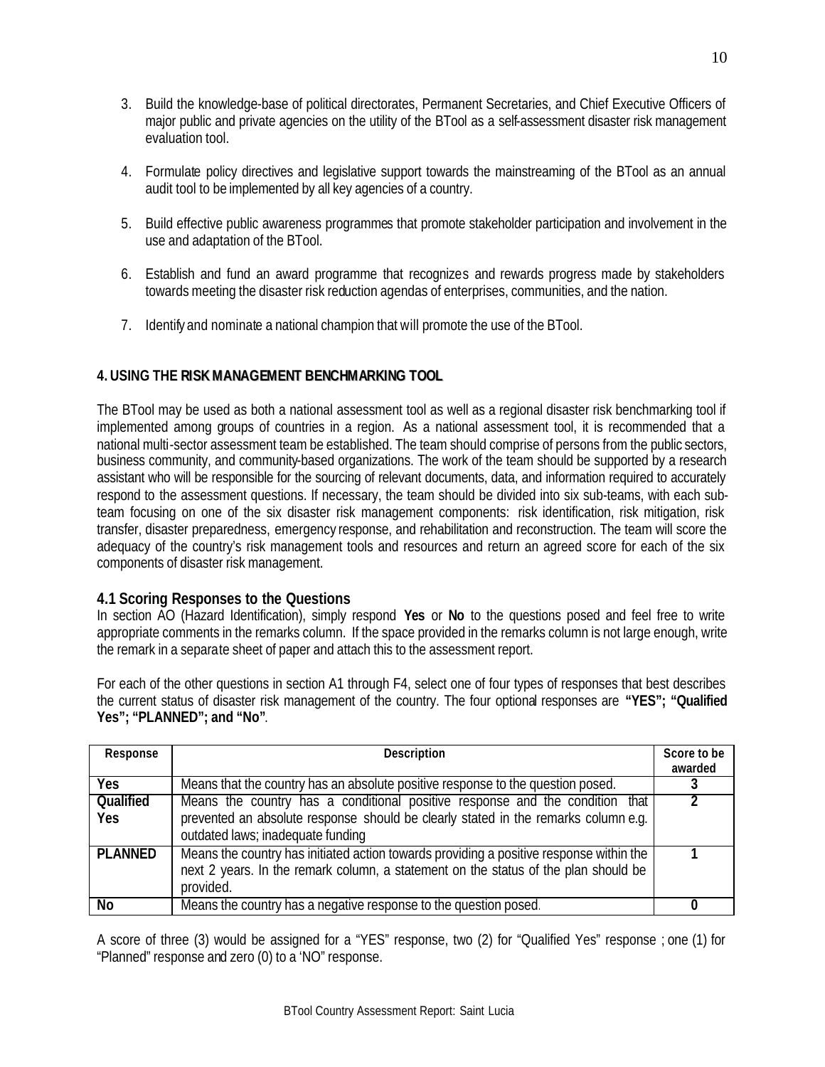3. Build the knowledge-base of political directorates, Permanent Secretaries, and Chief Executive Officers of major public and private agencies on the utility of the BTool as a self-assessment disaster risk management evaluation tool.

4. Formulate policy directives and legislative support towards the mainstreaming of the BTool as an annual audit tool to be implemented by all key agencies of a country.

5. Build effective public awareness programmes that promote stakeholder participation and involvement in the use and adaptation of the BTool.

6. Establish and fund an award programme that recognizes and rewards progress made by stakeholders towards meeting the disaster risk reduction agendas of enterprises, communities, and the nation.

7. Identify and nominate a national champion that will promote the use of the BTool.

## 4. USING THE RISK MANAGEMENT BENCHMARKING TOOL

The BTool may be used as both a national assessment tool as well as a regional disaster risk benchmarking tool if implemented among groups of countries in a region. As a national assessment tool, it is recommended that a national multi-sector assessment team be established. The team should comprise of persons from the public sectors, business community, and community-based organizations. The work of the team should be supported by a research assistant who will be responsible for the sourcing of relevant documents, data, and information required to accurately respond to the assessment questions. If necessary, the team should be divided into six sub-teams, with each sub-team focusing on one of the six disaster risk management components: risk identification, risk mitigation, risk transfer, disaster preparedness, emergency response, and rehabilitation and reconstruction. The team will score the adequacy of the country's risk management tools and resources and return an agreed score for each of the six components of disaster risk management.

### 4.1 Scoring Responses to the Questions

In section AO (Hazard Identification), simply respond **Yes** or **No** to the questions posed and feel free to write appropriate comments in the remarks column. If the space provided in the remarks column is not large enough, write the remark in a separate sheet of paper and attach this to the assessment report.

For each of the other questions in section A1 through F4, select one of four types of responses that best describes the current status of disaster risk management of the country. The four optional responses are **"YES"; "Qualified Yes"; "PLANNED"; and "No"**.

| Response | Description | Score to be awarded |
|---|---|---|
| Yes | Means that the country has an absolute positive response to the question posed. | 3 |
| Qualified Yes | Means the country has a conditional positive response and the condition that prevented an absolute response should be clearly stated in the remarks column e.g. outdated laws; inadequate funding | 2 |
| PLANNED | Means the country has initiated action towards providing a positive response within the next 2 years. In the remark column, a statement on the status of the plan should be provided. | 1 |
| No | Means the country has a negative response to the question posed. | 0 |

A score of three (3) would be assigned for a "YES" response, two (2) for "Qualified Yes" response ; one (1) for "Planned" response and zero (0) to a 'NO" response.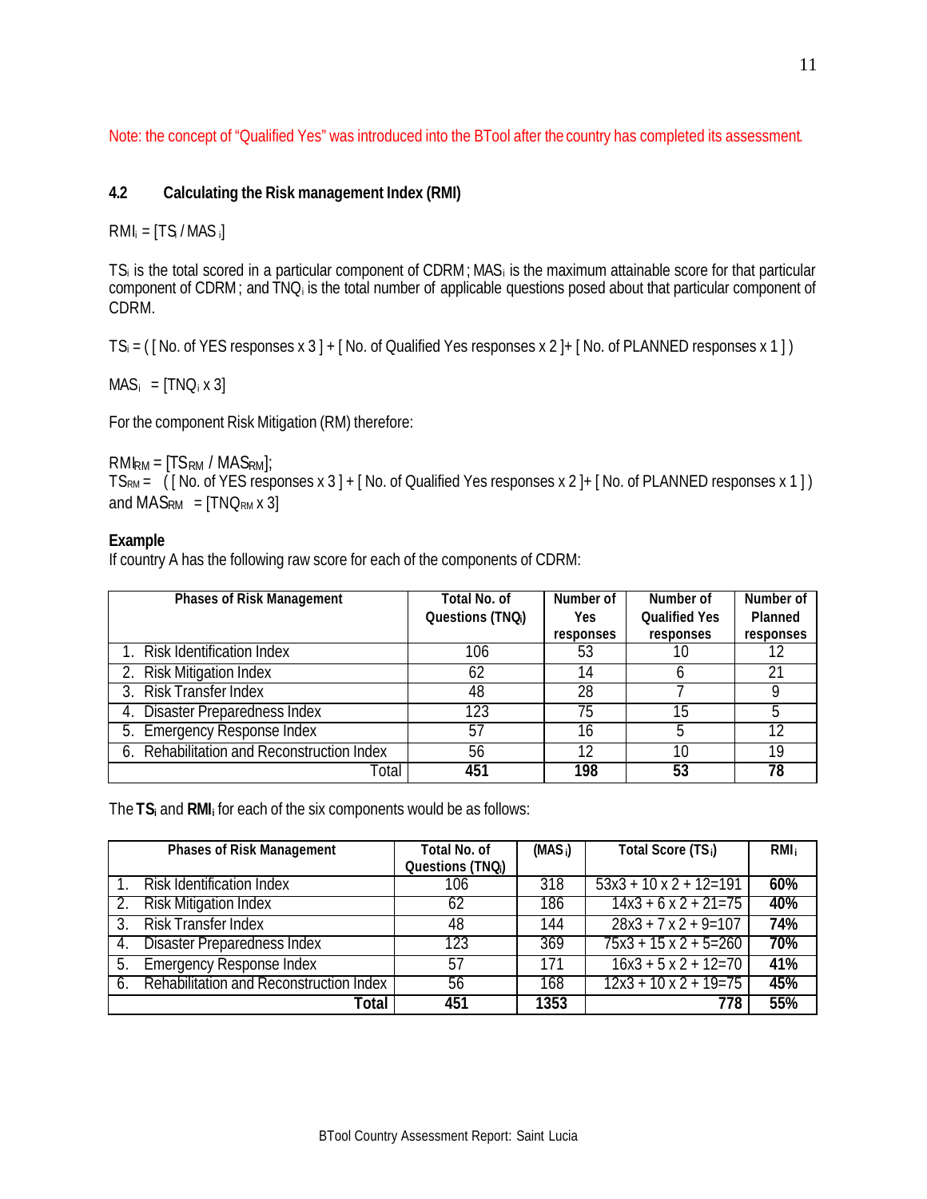Note: the concept of "Qualified Yes" was introduced into the BTool after the country has completed its assessment.

### 4.2 Calculating the Risk management Index (RMI)

$RMI_i = [TS_i / MAS_i]$

$TS_i$ is the total scored in a particular component of CDRM ; $MAS_i$ is the maximum attainable score for that particular component of CDRM ; and $TNQ_i$ is the total number of applicable questions posed about that particular component of CDRM.

$TS_i$ = ( [ No. of YES responses x 3 ] + [ No. of Qualified Yes responses x 2 ]+ [ No. of PLANNED responses x 1 ] )

$MAS_i = [TNQ_i \times 3]$

For the component Risk Mitigation (RM) therefore:

$RMI_{RM} = [TS_{RM} / MAS_{RM}]$;
$TS_{RM}$ = ( [ No. of YES responses x 3 ] + [ No. of Qualified Yes responses x 2 ]+ [ No. of PLANNED responses x 1 ] )
and $MAS_{RM} = [TNQ_{RM} \times 3]$

**Example**
If country A has the following raw score for each of the components of CDRM:

| Phases of Risk Management | Total No. of Questions ($TNQ_i$) | Number of Yes responses | Number of Qualified Yes responses | Number of Planned responses |
|---|---|---|---|---|
| 1. Risk Identification Index | 106 | 53 | 10 | 12 |
| 2. Risk Mitigation Index | 62 | 14 | 6 | 21 |
| 3. Risk Transfer Index | 48 | 28 | 7 | 9 |
| 4. Disaster Preparedness Index | 123 | 75 | 15 | 5 |
| 5. Emergency Response Index | 57 | 16 | 5 | 12 |
| 6. Rehabilitation and Reconstruction Index | 56 | 12 | 10 | 19 |
| Total | **451** | **198** | **53** | **78** |

The $\mathbf{TS_i}$ and $\mathbf{RMI_i}$ for each of the six components would be as follows:

| Phases of Risk Management | Total No. of Questions ($TNQ_i$) | ($MAS_i$) | Total Score ($TS_i$) | $RMI_i$ |
|---|---|---|---|---|
| 1. Risk Identification Index | 106 | 318 | 53x3 + 10 x 2 + 12=191 | **60%** |
| 2. Risk Mitigation Index | 62 | 186 | 14x3 + 6 x 2 + 21=75 | **40%** |
| 3. Risk Transfer Index | 48 | 144 | 28x3 + 7 x 2 + 9=107 | **74%** |
| 4. Disaster Preparedness Index | 123 | 369 | 75x3 + 15 x 2 + 5=260 | **70%** |
| 5. Emergency Response Index | 57 | 171 | 16x3 + 5 x 2 + 12=70 | **41%** |
| 6. Rehabilitation and Reconstruction Index | 56 | 168 | 12x3 + 10 x 2 + 19=75 | **45%** |
| **Total** | **451** | **1353** | **778** | **55%** |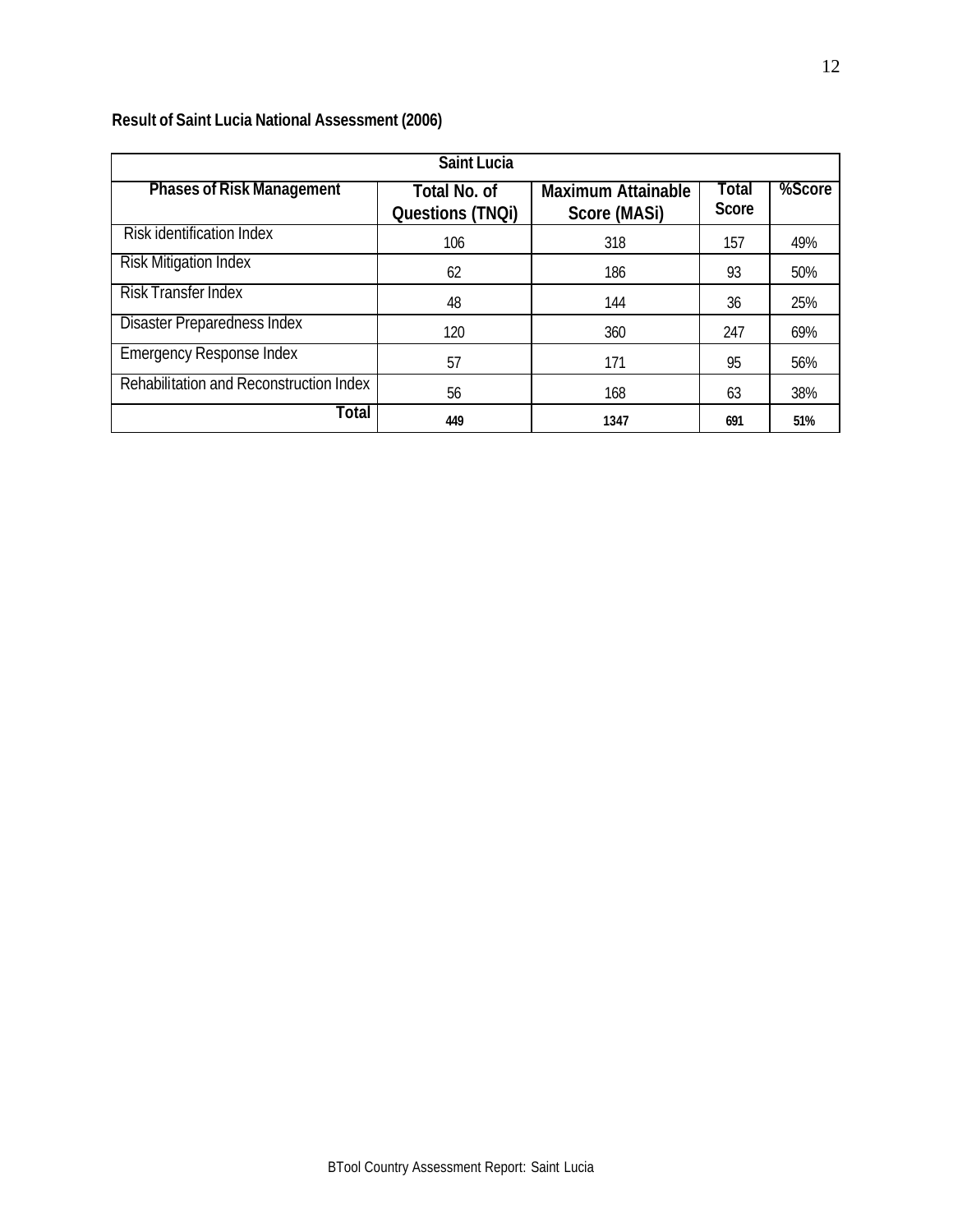**Result of Saint Lucia National Assessment (2006)**

| Saint Lucia | | | | |
|---|---|---|---|---|
| **Phases of Risk Management** | **Total No. of Questions (TNQi)** | **Maximum Attainable Score (MASi)** | **Total Score** | **%Score** |
| Risk identification Index | 106 | 318 | 157 | 49% |
| Risk Mitigation Index | 62 | 186 | 93 | 50% |
| Risk Transfer Index | 48 | 144 | 36 | 25% |
| Disaster Preparedness Index | 120 | 360 | 247 | 69% |
| Emergency Response Index | 57 | 171 | 95 | 56% |
| Rehabilitation and Reconstruction Index | 56 | 168 | 63 | 38% |
| **Total** | **449** | **1347** | **691** | **51%** |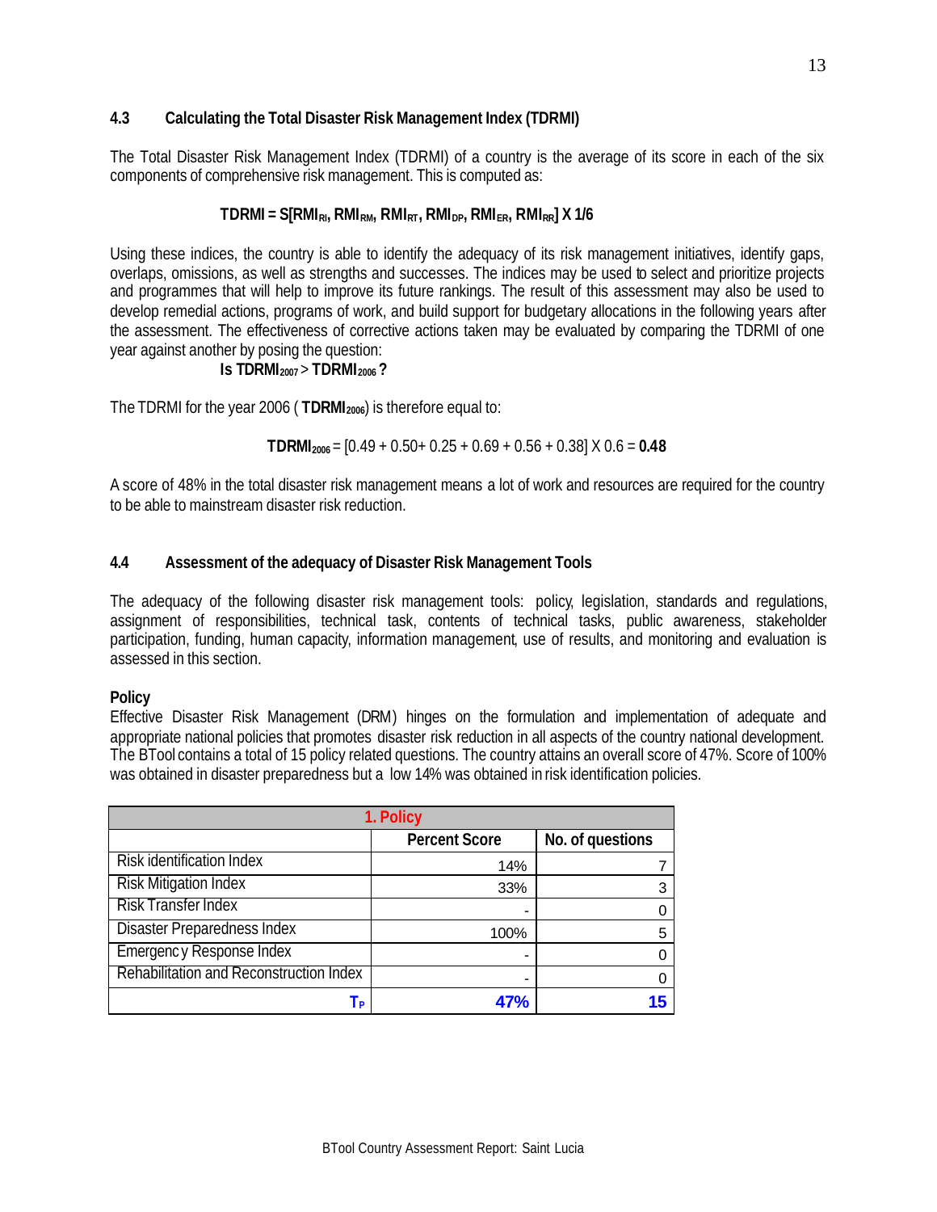### 4.3 Calculating the Total Disaster Risk Management Index (TDRMI)

The Total Disaster Risk Management Index (TDRMI) of a country is the average of its score in each of the six components of comprehensive risk management. This is computed as:

$$\textbf{TDRMI} = \textbf{S}[RMI_{RI}, RMI_{RM}, RMI_{RT}, RMI_{DP}, RMI_{ER}, RMI_{RR}] \textbf{ X 1/6}$$

Using these indices, the country is able to identify the adequacy of its risk management initiatives, identify gaps, overlaps, omissions, as well as strengths and successes. The indices may be used to select and prioritize projects and programmes that will help to improve its future rankings. The result of this assessment may also be used to develop remedial actions, programs of work, and build support for budgetary allocations in the following years after the assessment. The effectiveness of corrective actions taken may be evaluated by comparing the TDRMI of one year against another by posing the question:

**Is $TDRMI_{2007} > TDRMI_{2006}$ ?**

The TDRMI for the year 2006 ( $\mathbf{TDRMI_{2006}}$) is therefore equal to:

$$\mathbf{TDRMI_{2006}} = [0.49 + 0.50 + 0.25 + 0.69 + 0.56 + 0.38] \text{ X } 0.6 = \mathbf{0.48}$$

A score of 48% in the total disaster risk management means a lot of work and resources are required for the country to be able to mainstream disaster risk reduction.

### 4.4 Assessment of the adequacy of Disaster Risk Management Tools

The adequacy of the following disaster risk management tools: policy, legislation, standards and regulations, assignment of responsibilities, technical task, contents of technical tasks, public awareness, stakeholder participation, funding, human capacity, information management, use of results, and monitoring and evaluation is assessed in this section.

**Policy**

Effective Disaster Risk Management (DRM) hinges on the formulation and implementation of adequate and appropriate national policies that promotes disaster risk reduction in all aspects of the country national development. The BTool contains a total of 15 policy related questions. The country attains an overall score of 47%. Score of 100% was obtained in disaster preparedness but a low 14% was obtained in risk identification policies.

| 1. Policy | | |
|---|---|---|
| | Percent Score | No. of questions |
| Risk identification Index | 14% | 7 |
| Risk Mitigation Index | 33% | 3 |
| Risk Transfer Index | - | 0 |
| Disaster Preparedness Index | 100% | 5 |
| Emergency Response Index | - | 0 |
| Rehabilitation and Reconstruction Index | - | 0 |
| $T_P$ | **47%** | **15** |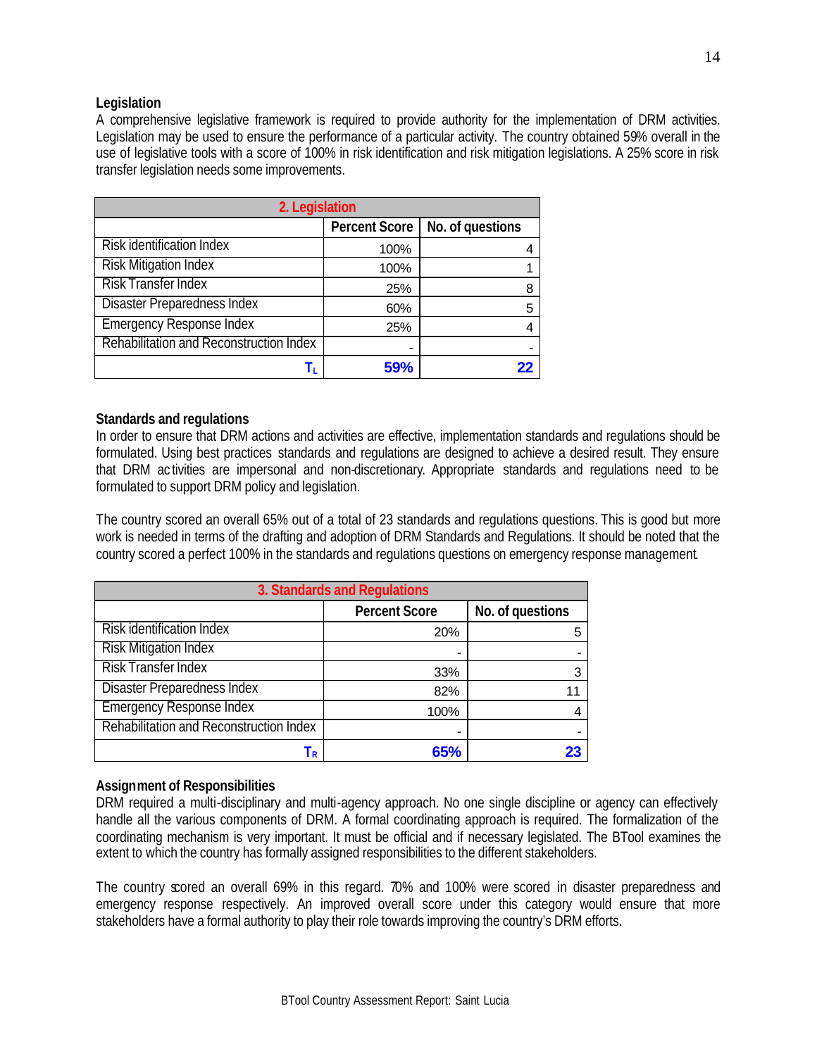### Legislation

A comprehensive legislative framework is required to provide authority for the implementation of DRM activities. Legislation may be used to ensure the performance of a particular activity. The country obtained 59% overall in the use of legislative tools with a score of 100% in risk identification and risk mitigation legislations. A 25% score in risk transfer legislation needs some improvements.

| 2. Legislation | | |
|---|---|---|
| | Percent Score | No. of questions |
| Risk identification Index | 100% | 4 |
| Risk Mitigation Index | 100% | 1 |
| Risk Transfer Index | 25% | 8 |
| Disaster Preparedness Index | 60% | 5 |
| Emergency Response Index | 25% | 4 |
| Rehabilitation and Reconstruction Index | - | - |
| $T_L$ | **59%** | **22** |

### Standards and regulations

In order to ensure that DRM actions and activities are effective, implementation standards and regulations should be formulated. Using best practices standards and regulations are designed to achieve a desired result. They ensure that DRM activities are impersonal and non-discretionary. Appropriate standards and regulations need to be formulated to support DRM policy and legislation.

The country scored an overall 65% out of a total of 23 standards and regulations questions. This is good but more work is needed in terms of the drafting and adoption of DRM Standards and Regulations. It should be noted that the country scored a perfect 100% in the standards and regulations questions on emergency response management.

| 3. Standards and Regulations | | |
|---|---|---|
| | Percent Score | No. of questions |
| Risk identification Index | 20% | 5 |
| Risk Mitigation Index | - | - |
| Risk Transfer Index | 33% | 3 |
| Disaster Preparedness Index | 82% | 11 |
| Emergency Response Index | 100% | 4 |
| Rehabilitation and Reconstruction Index | - | - |
| $T_R$ | **65%** | **23** |

### Assignment of Responsibilities

DRM required a multi-disciplinary and multi-agency approach. No one single discipline or agency can effectively handle all the various components of DRM. A formal coordinating approach is required. The formalization of the coordinating mechanism is very important. It must be official and if necessary legislated. The BTool examines the extent to which the country has formally assigned responsibilities to the different stakeholders.

The country scored an overall 69% in this regard. 70% and 100% were scored in disaster preparedness and emergency response respectively. An improved overall score under this category would ensure that more stakeholders have a formal authority to play their role towards improving the country's DRM efforts.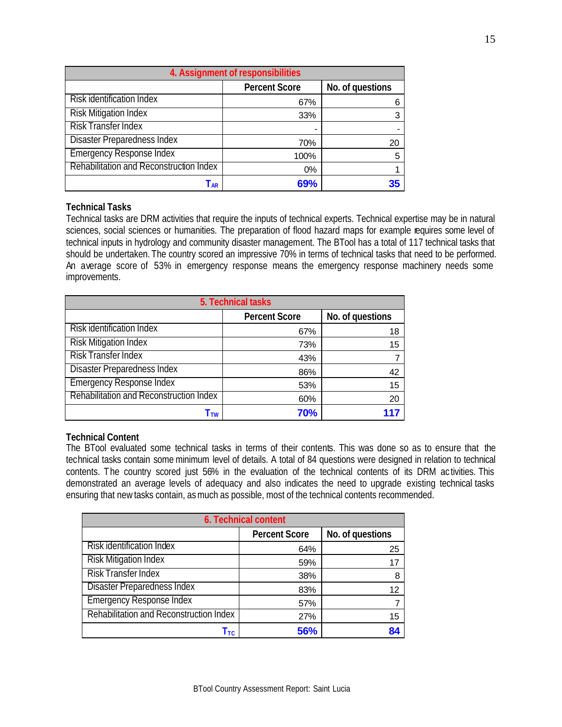| 4. Assignment of responsibilities | | |
|---|---|---|
| | **Percent Score** | **No. of questions** |
| Risk identification Index | 67% | 6 |
| Risk Mitigation Index | 33% | 3 |
| Risk Transfer Index | - | - |
| Disaster Preparedness Index | 70% | 20 |
| Emergency Response Index | 100% | 5 |
| Rehabilitation and Reconstruction Index | 0% | 1 |
| $T_{AR}$ | **69%** | **35** |

**Technical Tasks**

Technical tasks are DRM activities that require the inputs of technical experts. Technical expertise may be in natural sciences, social sciences or humanities. The preparation of flood hazard maps for example requires some level of technical inputs in hydrology and community disaster management. The BTool has a total of 117 technical tasks that should be undertaken. The country scored an impressive 70% in terms of technical tasks that need to be performed. An average score of 53% in emergency response means the emergency response machinery needs some improvements.

| 5. Technical tasks | | |
|---|---|---|
| | **Percent Score** | **No. of questions** |
| Risk identification Index | 67% | 18 |
| Risk Mitigation Index | 73% | 15 |
| Risk Transfer Index | 43% | 7 |
| Disaster Preparedness Index | 86% | 42 |
| Emergency Response Index | 53% | 15 |
| Rehabilitation and Reconstruction Index | 60% | 20 |
| $T_{TW}$ | **70%** | **117** |

**Technical Content**

The BTool evaluated some technical tasks in terms of their contents. This was done so as to ensure that the technical tasks contain some minimum level of details. A total of 84 questions were designed in relation to technical contents. The country scored just 56% in the evaluation of the technical contents of its DRM activities. This demonstrated an average levels of adequacy and also indicates the need to upgrade existing technical tasks ensuring that new tasks contain, as much as possible, most of the technical contents recommended.

| 6. Technical content | | |
|---|---|---|
| | **Percent Score** | **No. of questions** |
| Risk identification Index | 64% | 25 |
| Risk Mitigation Index | 59% | 17 |
| Risk Transfer Index | 38% | 8 |
| Disaster Preparedness Index | 83% | 12 |
| Emergency Response Index | 57% | 7 |
| Rehabilitation and Reconstruction Index | 27% | 15 |
| $T_{TC}$ | **56%** | **84** |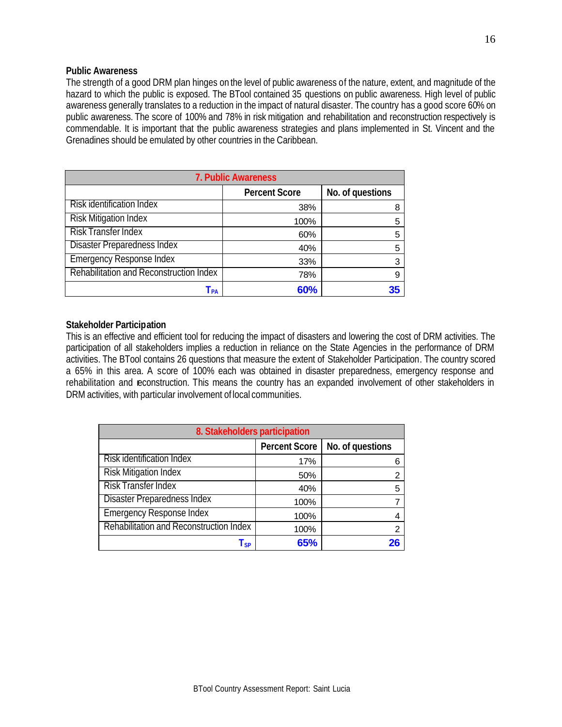### Public Awareness

The strength of a good DRM plan hinges on the level of public awareness of the nature, extent, and magnitude of the hazard to which the public is exposed. The BTool contained 35 questions on public awareness. High level of public awareness generally translates to a reduction in the impact of natural disaster. The country has a good score 60% on public awareness. The score of 100% and 78% in risk mitigation and rehabilitation and reconstruction respectively is commendable. It is important that the public awareness strategies and plans implemented in St. Vincent and the Grenadines should be emulated by other countries in the Caribbean.

| 7. Public Awareness | | |
|---|---|---|
| | Percent Score | No. of questions |
| Risk identification Index | 38% | 8 |
| Risk Mitigation Index | 100% | 5 |
| Risk Transfer Index | 60% | 5 |
| Disaster Preparedness Index | 40% | 5 |
| Emergency Response Index | 33% | 3 |
| Rehabilitation and Reconstruction Index | 78% | 9 |
| $T_{PA}$ | **60%** | **35** |

### Stakeholder Participation

This is an effective and efficient tool for reducing the impact of disasters and lowering the cost of DRM activities. The participation of all stakeholders implies a reduction in reliance on the State Agencies in the performance of DRM activities. The BTool contains 26 questions that measure the extent of Stakeholder Participation. The country scored a 65% in this area. A score of 100% each was obtained in disaster preparedness, emergency response and rehabilitation and reconstruction. This means the country has an expanded involvement of other stakeholders in DRM activities, with particular involvement of local communities.

| 8. Stakeholders participation | | |
|---|---|---|
| | Percent Score | No. of questions |
| Risk identification Index | 17% | 6 |
| Risk Mitigation Index | 50% | 2 |
| Risk Transfer Index | 40% | 5 |
| Disaster Preparedness Index | 100% | 7 |
| Emergency Response Index | 100% | 4 |
| Rehabilitation and Reconstruction Index | 100% | 2 |
| $T_{SP}$ | **65%** | **26** |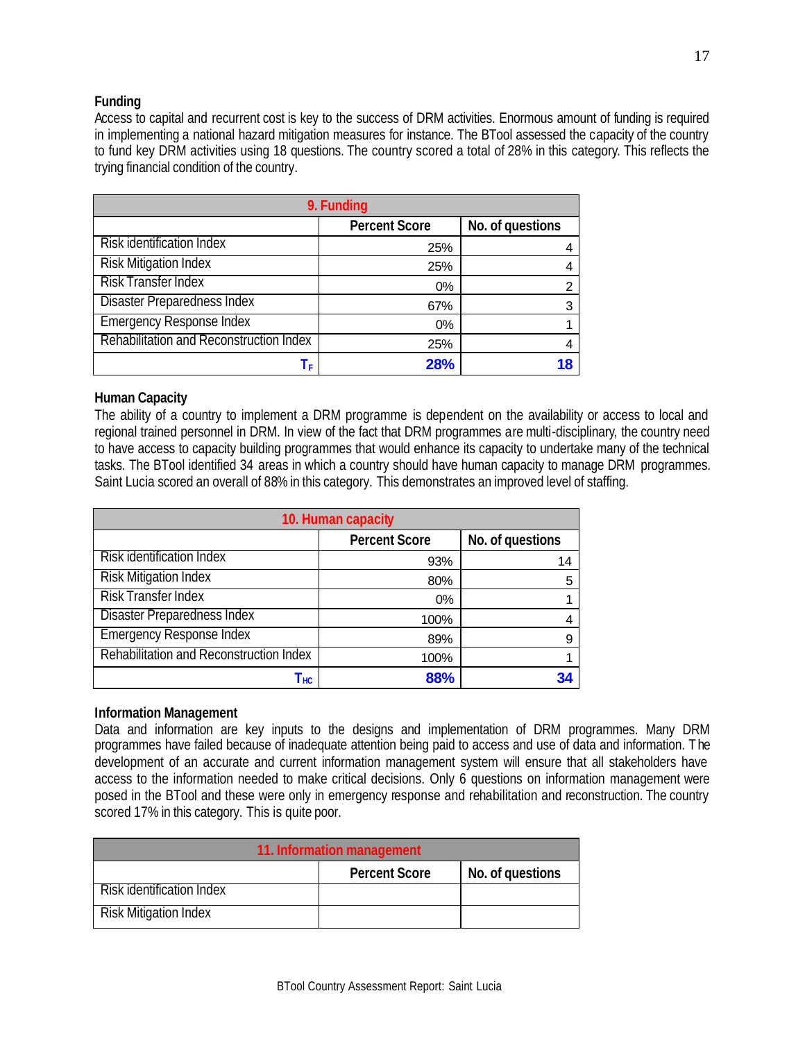### Funding

Access to capital and recurrent cost is key to the success of DRM activities. Enormous amount of funding is required in implementing a national hazard mitigation measures for instance. The BTool assessed the capacity of the country to fund key DRM activities using 18 questions. The country scored a total of 28% in this category. This reflects the trying financial condition of the country.

| 9. Funding | | |
|---|---|---|
| | Percent Score | No. of questions |
| Risk identification Index | 25% | 4 |
| Risk Mitigation Index | 25% | 4 |
| Risk Transfer Index | 0% | 2 |
| Disaster Preparedness Index | 67% | 3 |
| Emergency Response Index | 0% | 1 |
| Rehabilitation and Reconstruction Index | 25% | 4 |
| $T_F$ | **28%** | **18** |

### Human Capacity

The ability of a country to implement a DRM programme is dependent on the availability or access to local and regional trained personnel in DRM. In view of the fact that DRM programmes are multi-disciplinary, the country need to have access to capacity building programmes that would enhance its capacity to undertake many of the technical tasks. The BTool identified 34 areas in which a country should have human capacity to manage DRM programmes. Saint Lucia scored an overall of 88% in this category. This demonstrates an improved level of staffing.

| 10. Human capacity | | |
|---|---|---|
| | Percent Score | No. of questions |
| Risk identification Index | 93% | 14 |
| Risk Mitigation Index | 80% | 5 |
| Risk Transfer Index | 0% | 1 |
| Disaster Preparedness Index | 100% | 4 |
| Emergency Response Index | 89% | 9 |
| Rehabilitation and Reconstruction Index | 100% | 1 |
| $T_{HC}$ | **88%** | **34** |

### Information Management

Data and information are key inputs to the designs and implementation of DRM programmes. Many DRM programmes have failed because of inadequate attention being paid to access and use of data and information. The development of an accurate and current information management system will ensure that all stakeholders have access to the information needed to make critical decisions. Only 6 questions on information management were posed in the BTool and these were only in emergency response and rehabilitation and reconstruction. The country scored 17% in this category. This is quite poor.

| 11. Information management | | |
|---|---|---|
| | Percent Score | No. of questions |
| Risk identification Index | | |
| Risk Mitigation Index | | |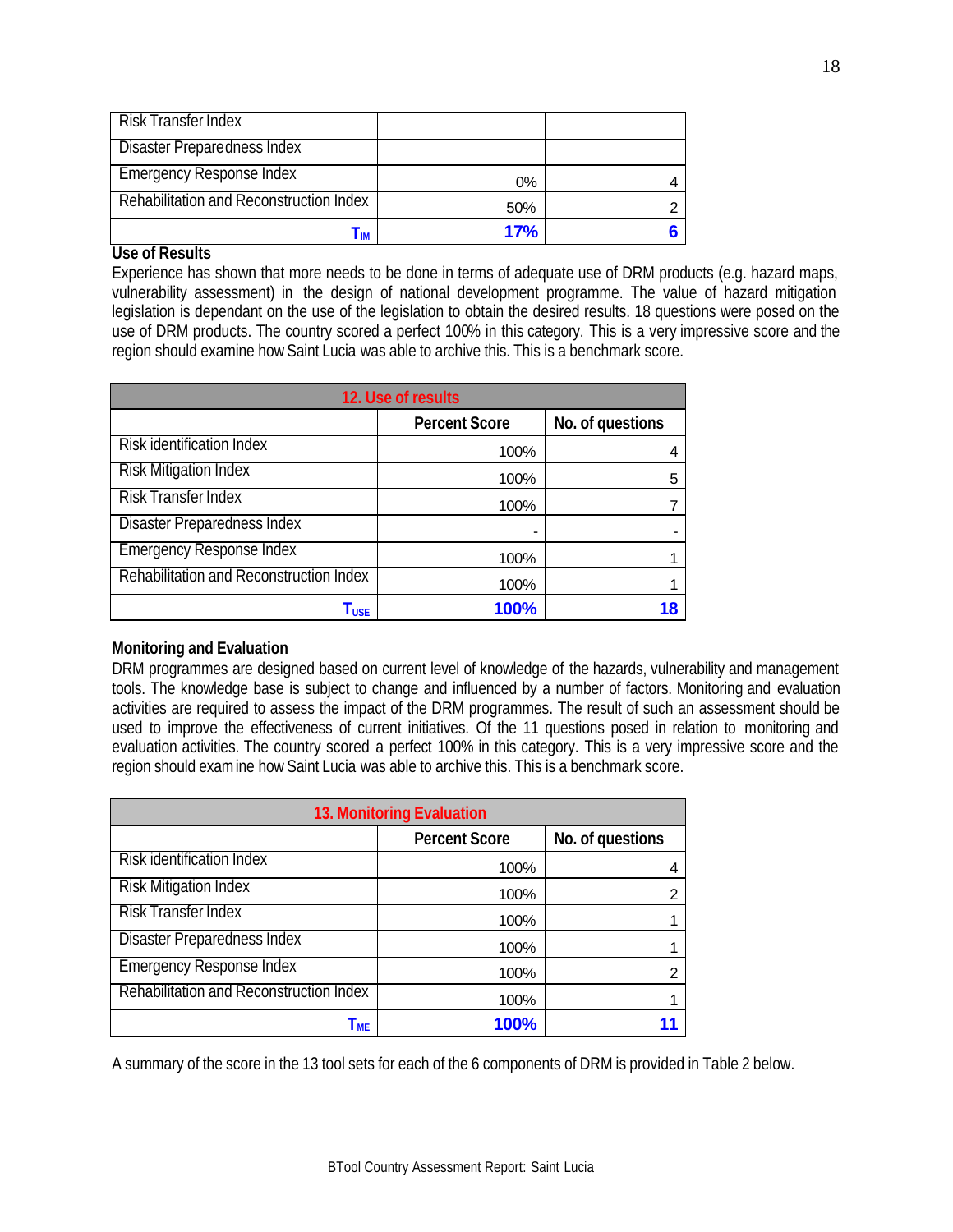| Risk Transfer Index | | |
|---|---|---|
| Disaster Preparedness Index | | |
| Emergency Response Index | 0% | 4 |
| Rehabilitation and Reconstruction Index | 50% | 2 |
| $T_{IM}$ | **17%** | **6** |

**Use of Results**

Experience has shown that more needs to be done in terms of adequate use of DRM products (e.g. hazard maps, vulnerability assessment) in the design of national development programme. The value of hazard mitigation legislation is dependant on the use of the legislation to obtain the desired results. 18 questions were posed on the use of DRM products. The country scored a perfect 100% in this category. This is a very impressive score and the region should examine how Saint Lucia was able to archive this. This is a benchmark score.

| 12. Use of results | | |
|---|---|---|
| | **Percent Score** | **No. of questions** |
| Risk identification Index | 100% | 4 |
| Risk Mitigation Index | 100% | 5 |
| Risk Transfer Index | 100% | 7 |
| Disaster Preparedness Index | - | - |
| Emergency Response Index | 100% | 1 |
| Rehabilitation and Reconstruction Index | 100% | 1 |
| $T_{USE}$ | **100%** | **18** |

**Monitoring and Evaluation**

DRM programmes are designed based on current level of knowledge of the hazards, vulnerability and management tools. The knowledge base is subject to change and influenced by a number of factors. Monitoring and evaluation activities are required to assess the impact of the DRM programmes. The result of such an assessment should be used to improve the effectiveness of current initiatives. Of the 11 questions posed in relation to monitoring and evaluation activities. The country scored a perfect 100% in this category. This is a very impressive score and the region should examine how Saint Lucia was able to archive this. This is a benchmark score.

| 13. Monitoring Evaluation | | |
|---|---|---|
| | **Percent Score** | **No. of questions** |
| Risk identification Index | 100% | 4 |
| Risk Mitigation Index | 100% | 2 |
| Risk Transfer Index | 100% | 1 |
| Disaster Preparedness Index | 100% | 1 |
| Emergency Response Index | 100% | 2 |
| Rehabilitation and Reconstruction Index | 100% | 1 |
| $T_{ME}$ | **100%** | **11** |

A summary of the score in the 13 tool sets for each of the 6 components of DRM is provided in Table 2 below.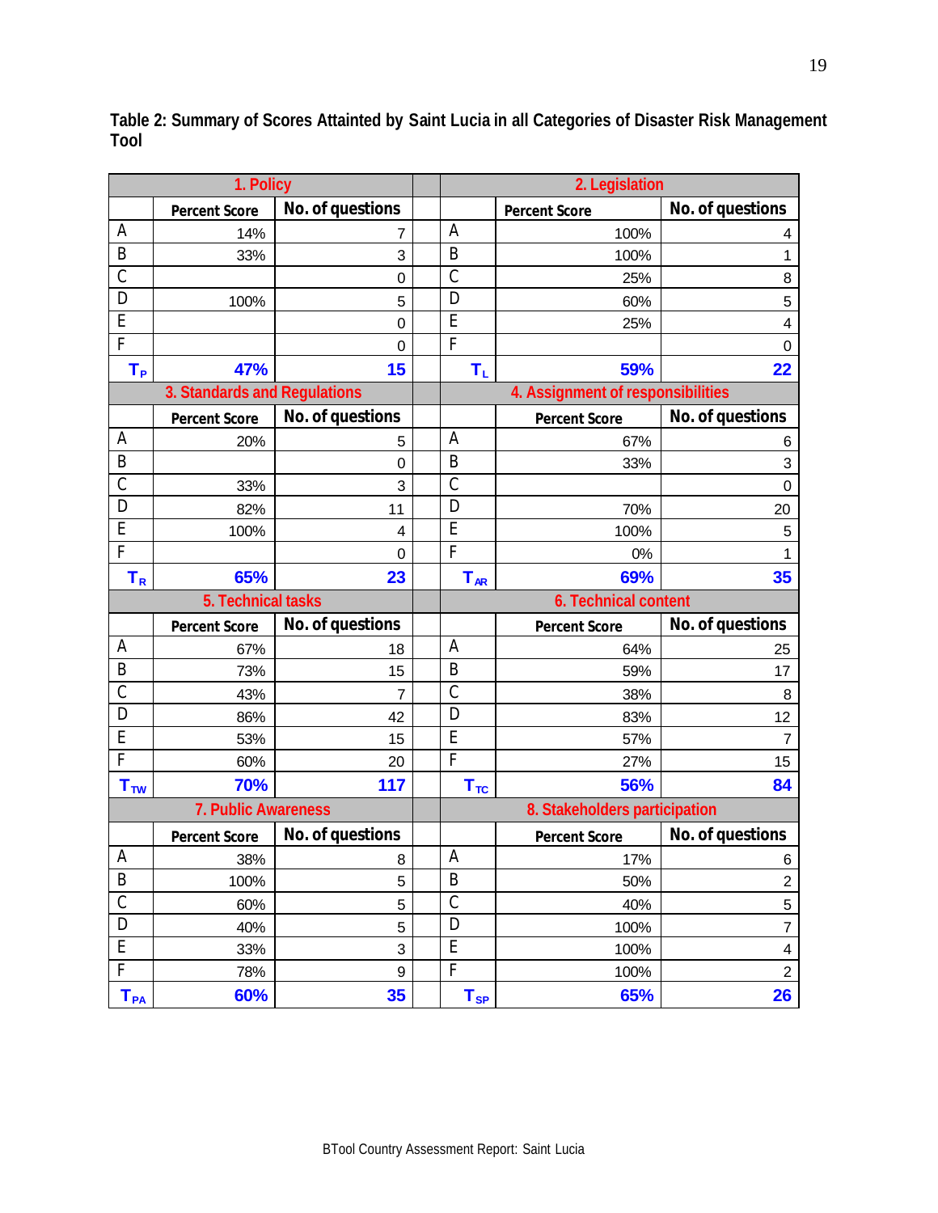**Table 2: Summary of Scores Attainted by Saint Lucia in all Categories of Disaster Risk Management Tool**

| 1. Policy | | | | 2. Legislation | | |
|---|---|---|---|---|---|---|
| | Percent Score | No. of questions | | | Percent Score | No. of questions |
| A | 14% | 7 | | A | 100% | 4 |
| B | 33% | 3 | | B | 100% | 1 |
| C | | 0 | | C | 25% | 8 |
| D | 100% | 5 | | D | 60% | 5 |
| E | | 0 | | E | 25% | 4 |
| F | | 0 | | F | | 0 |
| $T_P$ | **47%** | **15** | | $T_L$ | **59%** | **22** |
| **3. Standards and Regulations** | | | | **4. Assignment of responsibilities** | | |
| | Percent Score | No. of questions | | | Percent Score | No. of questions |
| A | 20% | 5 | | A | 67% | 6 |
| B | | 0 | | B | 33% | 3 |
| C | 33% | 3 | | C | | 0 |
| D | 82% | 11 | | D | 70% | 20 |
| E | 100% | 4 | | E | 100% | 5 |
| F | | 0 | | F | 0% | 1 |
| $T_R$ | **65%** | **23** | | $T_{AR}$ | **69%** | **35** |
| **5. Technical tasks** | | | | **6. Technical content** | | |
| | Percent Score | No. of questions | | | Percent Score | No. of questions |
| A | 67% | 18 | | A | 64% | 25 |
| B | 73% | 15 | | B | 59% | 17 |
| C | 43% | 7 | | C | 38% | 8 |
| D | 86% | 42 | | D | 83% | 12 |
| E | 53% | 15 | | E | 57% | 7 |
| F | 60% | 20 | | F | 27% | 15 |
| $T_{TW}$ | **70%** | **117** | | $T_{TC}$ | **56%** | **84** |
| **7. Public Awareness** | | | | **8. Stakeholders participation** | | |
| | Percent Score | No. of questions | | | Percent Score | No. of questions |
| A | 38% | 8 | | A | 17% | 6 |
| B | 100% | 5 | | B | 50% | 2 |
| C | 60% | 5 | | C | 40% | 5 |
| D | 40% | 5 | | D | 100% | 7 |
| E | 33% | 3 | | E | 100% | 4 |
| F | 78% | 9 | | F | 100% | 2 |
| $T_{PA}$ | **60%** | **35** | | $T_{SP}$ | **65%** | **26** |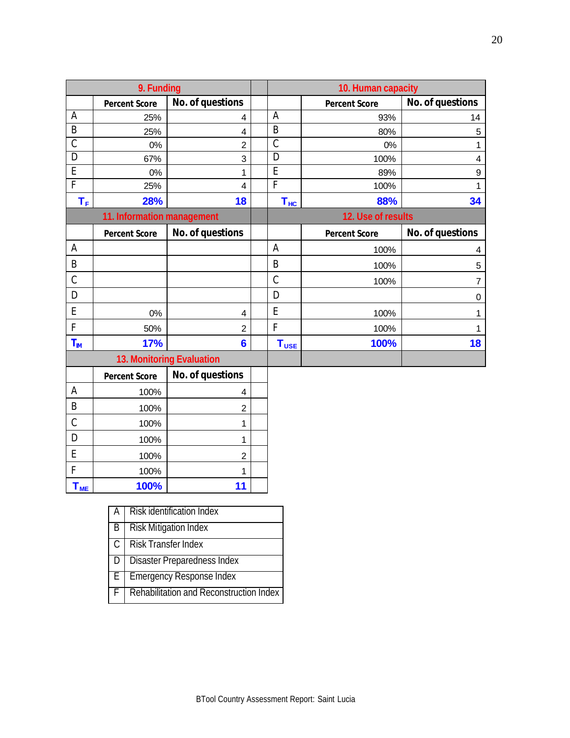| 9. Funding | | | 10. Human capacity | | |
|---|---|---|---|---|---|
| | Percent Score | No. of questions | | Percent Score | No. of questions |
| A | 25% | 4 | A | 93% | 14 |
| B | 25% | 4 | B | 80% | 5 |
| C | 0% | 2 | C | 0% | 1 |
| D | 67% | 3 | D | 100% | 4 |
| E | 0% | 1 | E | 89% | 9 |
| F | 25% | 4 | F | 100% | 1 |
| $T_F$ | **28%** | **18** | $T_{HC}$ | **88%** | **34** |

| 11. Information management | | | 12. Use of results | | |
|---|---|---|---|---|---|
| | Percent Score | No. of questions | | Percent Score | No. of questions |
| A | | | A | 100% | 4 |
| B | | | B | 100% | 5 |
| C | | | C | 100% | 7 |
| D | | | D | | 0 |
| E | 0% | 4 | E | 100% | 1 |
| F | 50% | 2 | F | 100% | 1 |
| $T_{IM}$ | **17%** | **6** | $T_{USE}$ | **100%** | **18** |

| 13. Monitoring Evaluation | | |
|---|---|---|
| | Percent Score | No. of questions |
| A | 100% | 4 |
| B | 100% | 2 |
| C | 100% | 1 |
| D | 100% | 1 |
| E | 100% | 2 |
| F | 100% | 1 |
| $T_{ME}$ | **100%** | **11** |

| | |
|---|---|
| A | Risk identification Index |
| B | Risk Mitigation Index |
| C | Risk Transfer Index |
| D | Disaster Preparedness Index |
| E | Emergency Response Index |
| F | Rehabilitation and Reconstruction Index |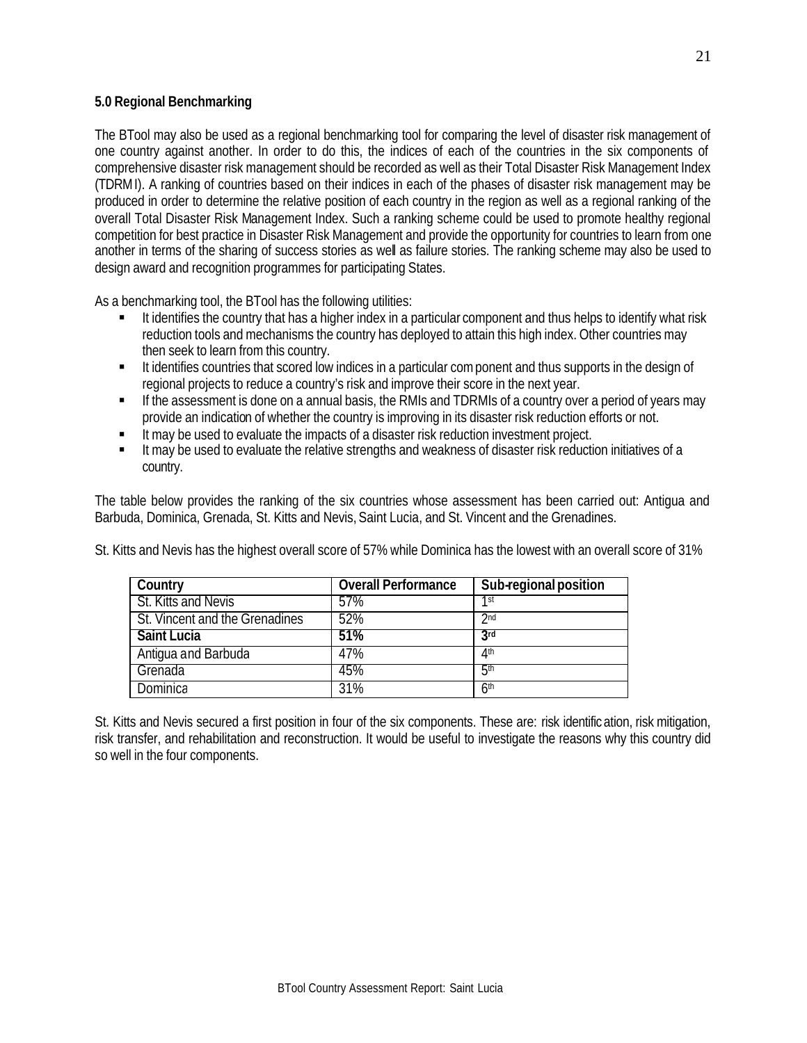## 5.0 Regional Benchmarking

The BTool may also be used as a regional benchmarking tool for comparing the level of disaster risk management of one country against another. In order to do this, the indices of each of the countries in the six components of comprehensive disaster risk management should be recorded as well as their Total Disaster Risk Management Index (TDRMI). A ranking of countries based on their indices in each of the phases of disaster risk management may be produced in order to determine the relative position of each country in the region as well as a regional ranking of the overall Total Disaster Risk Management Index. Such a ranking scheme could be used to promote healthy regional competition for best practice in Disaster Risk Management and provide the opportunity for countries to learn from one another in terms of the sharing of success stories as well as failure stories. The ranking scheme may also be used to design award and recognition programmes for participating States.

As a benchmarking tool, the BTool has the following utilities:

- It identifies the country that has a higher index in a particular component and thus helps to identify what risk reduction tools and mechanisms the country has deployed to attain this high index. Other countries may then seek to learn from this country.
- It identifies countries that scored low indices in a particular component and thus supports in the design of regional projects to reduce a country's risk and improve their score in the next year.
- If the assessment is done on a annual basis, the RMIs and TDRMIs of a country over a period of years may provide an indication of whether the country is improving in its disaster risk reduction efforts or not.
- It may be used to evaluate the impacts of a disaster risk reduction investment project.
- It may be used to evaluate the relative strengths and weakness of disaster risk reduction initiatives of a country.

The table below provides the ranking of the six countries whose assessment has been carried out: Antigua and Barbuda, Dominica, Grenada, St. Kitts and Nevis, Saint Lucia, and St. Vincent and the Grenadines.

St. Kitts and Nevis has the highest overall score of 57% while Dominica has the lowest with an overall score of 31%

| Country | Overall Performance | Sub-regional position |
|---|---|---|
| St. Kitts and Nevis | 57% | 1st |
| St. Vincent and the Grenadines | 52% | 2nd |
| **Saint Lucia** | **51%** | **3rd** |
| Antigua and Barbuda | 47% | 4th |
| Grenada | 45% | 5th |
| Dominica | 31% | 6th |

St. Kitts and Nevis secured a first position in four of the six components. These are: risk identification, risk mitigation, risk transfer, and rehabilitation and reconstruction. It would be useful to investigate the reasons why this country did so well in the four components.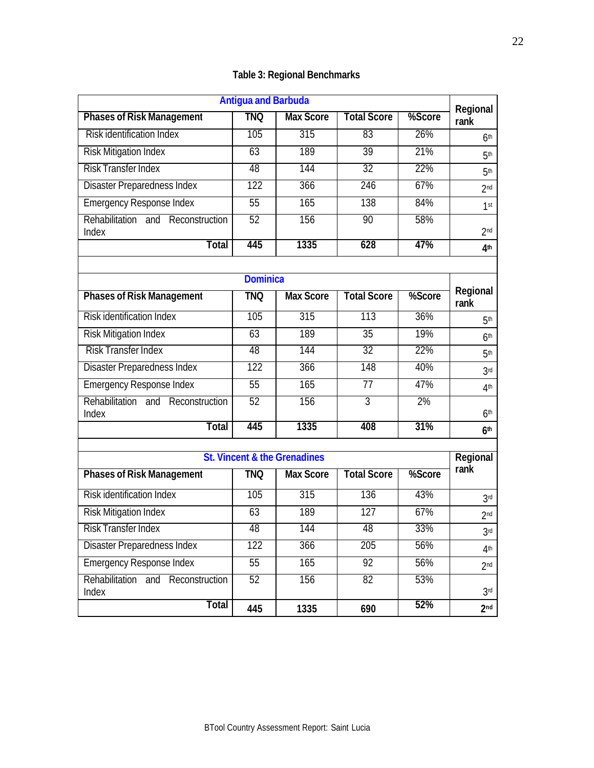**Table 3: Regional Benchmarks**

| Antigua and Barbuda | | | | | Regional rank |
|---|---|---|---|---|---|
| **Phases of Risk Management** | **TNQ** | **Max Score** | **Total Score** | **%Score** | |
| Risk identification Index | 105 | 315 | 83 | 26% | 6th |
| Risk Mitigation Index | 63 | 189 | 39 | 21% | 5th |
| Risk Transfer Index | 48 | 144 | 32 | 22% | 5th |
| Disaster Preparedness Index | 122 | 366 | 246 | 67% | 2nd |
| Emergency Response Index | 55 | 165 | 138 | 84% | 1st |
| Rehabilitation and Reconstruction Index | 52 | 156 | 90 | 58% | 2nd |
| **Total** | **445** | **1335** | **628** | **47%** | **4th** |

| Dominica | | | | | Regional rank |
|---|---|---|---|---|---|
| **Phases of Risk Management** | **TNQ** | **Max Score** | **Total Score** | **%Score** | |
| Risk identification Index | 105 | 315 | 113 | 36% | 5th |
| Risk Mitigation Index | 63 | 189 | 35 | 19% | 6th |
| Risk Transfer Index | 48 | 144 | 32 | 22% | 5th |
| Disaster Preparedness Index | 122 | 366 | 148 | 40% | 3rd |
| Emergency Response Index | 55 | 165 | 77 | 47% | 4th |
| Rehabilitation and Reconstruction Index | 52 | 156 | 3 | 2% | 6th |
| **Total** | **445** | **1335** | **408** | **31%** | **6th** |

| St. Vincent & the Grenadines | | | | | Regional rank |
|---|---|---|---|---|---|
| **Phases of Risk Management** | **TNQ** | **Max Score** | **Total Score** | **%Score** | |
| Risk identification Index | 105 | 315 | 136 | 43% | 3rd |
| Risk Mitigation Index | 63 | 189 | 127 | 67% | 2nd |
| Risk Transfer Index | 48 | 144 | 48 | 33% | 3rd |
| Disaster Preparedness Index | 122 | 366 | 205 | 56% | 4th |
| Emergency Response Index | 55 | 165 | 92 | 56% | 2nd |
| Rehabilitation and Reconstruction Index | 52 | 156 | 82 | 53% | 3rd |
| **Total** | **445** | **1335** | **690** | **52%** | **2nd** |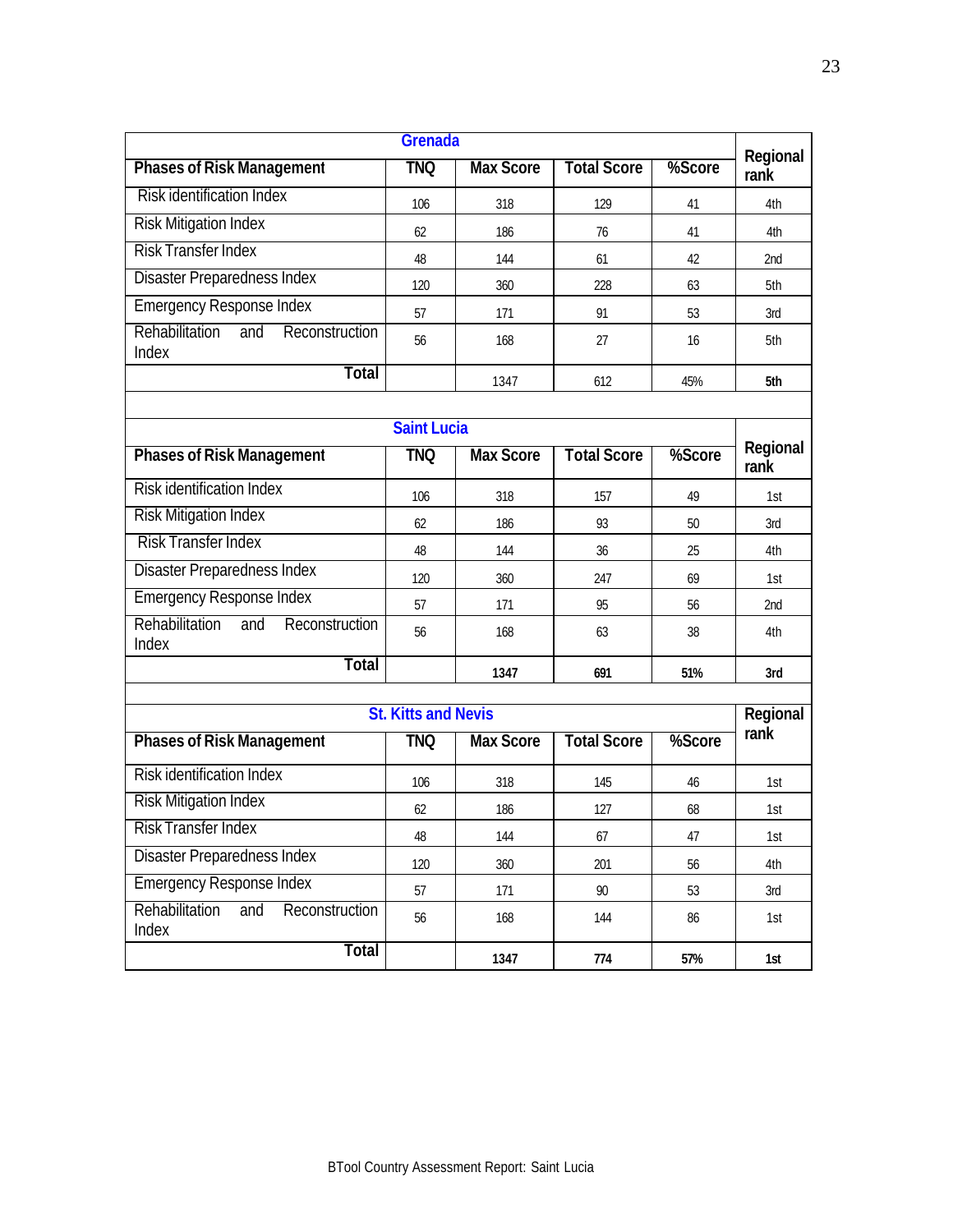| Grenada | | | | | |
|---|---|---|---|---|---|
| Phases of Risk Management | TNQ | Max Score | Total Score | %Score | Regional rank |
| Risk identification Index | 106 | 318 | 129 | 41 | 4th |
| Risk Mitigation Index | 62 | 186 | 76 | 41 | 4th |
| Risk Transfer Index | 48 | 144 | 61 | 42 | 2nd |
| Disaster Preparedness Index | 120 | 360 | 228 | 63 | 5th |
| Emergency Response Index | 57 | 171 | 91 | 53 | 3rd |
| Rehabilitation and Reconstruction Index | 56 | 168 | 27 | 16 | 5th |
| **Total** | | 1347 | 612 | 45% | **5th** |

| Saint Lucia | | | | | |
|---|---|---|---|---|---|
| Phases of Risk Management | TNQ | Max Score | Total Score | %Score | Regional rank |
| Risk identification Index | 106 | 318 | 157 | 49 | 1st |
| Risk Mitigation Index | 62 | 186 | 93 | 50 | 3rd |
| Risk Transfer Index | 48 | 144 | 36 | 25 | 4th |
| Disaster Preparedness Index | 120 | 360 | 247 | 69 | 1st |
| Emergency Response Index | 57 | 171 | 95 | 56 | 2nd |
| Rehabilitation and Reconstruction Index | 56 | 168 | 63 | 38 | 4th |
| **Total** | | **1347** | **691** | **51%** | **3rd** |

| St. Kitts and Nevis | | | | | |
|---|---|---|---|---|---|
| Phases of Risk Management | TNQ | Max Score | Total Score | %Score | Regional rank |
| Risk identification Index | 106 | 318 | 145 | 46 | 1st |
| Risk Mitigation Index | 62 | 186 | 127 | 68 | 1st |
| Risk Transfer Index | 48 | 144 | 67 | 47 | 1st |
| Disaster Preparedness Index | 120 | 360 | 201 | 56 | 4th |
| Emergency Response Index | 57 | 171 | 90 | 53 | 3rd |
| Rehabilitation and Reconstruction Index | 56 | 168 | 144 | 86 | 1st |
| **Total** | | **1347** | **774** | **57%** | **1st** |